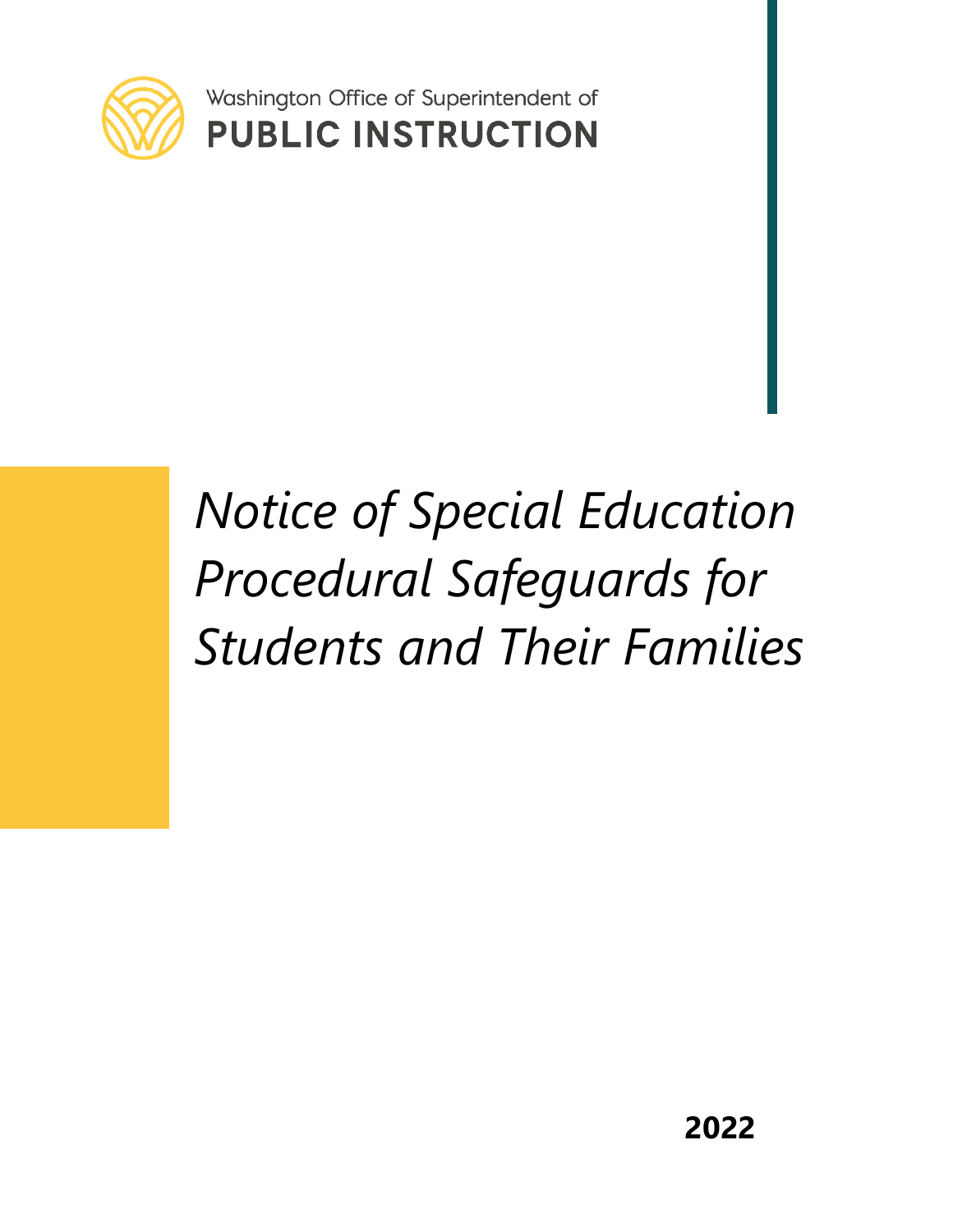Washington Office of Superintendent of

**PUBLIC INSTRUCTION**

# *Notice of Special Education Procedural Safeguards for Students and Their Families*

**2022**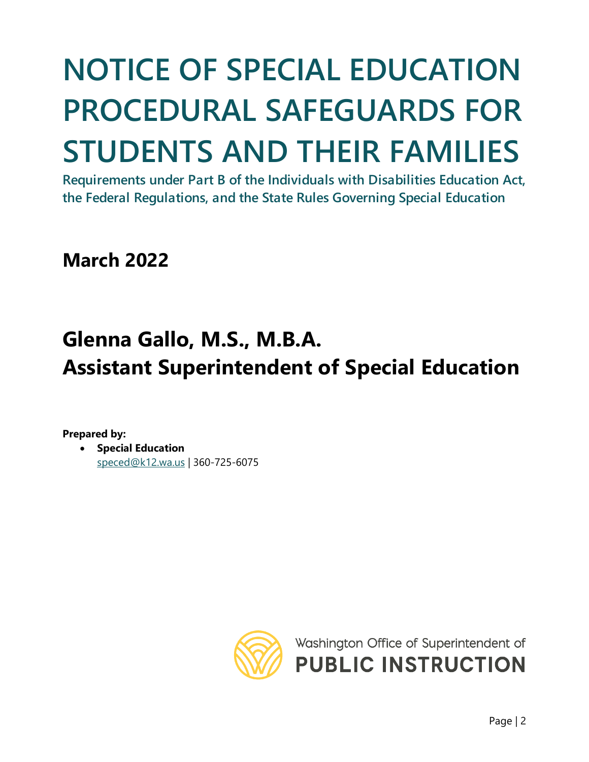# NOTICE OF SPECIAL EDUCATION PROCEDURAL SAFEGUARDS FOR STUDENTS AND THEIR FAMILIES

**Requirements under Part B of the Individuals with Disabilities Education Act, the Federal Regulations, and the State Rules Governing Special Education**

## March 2022

## Glenna Gallo, M.S., M.B.A.
## Assistant Superintendent of Special Education

**Prepared by:**

- **Special Education**
  speced@k12.wa.us | 360-725-6075

Washington Office of Superintendent of
PUBLIC INSTRUCTION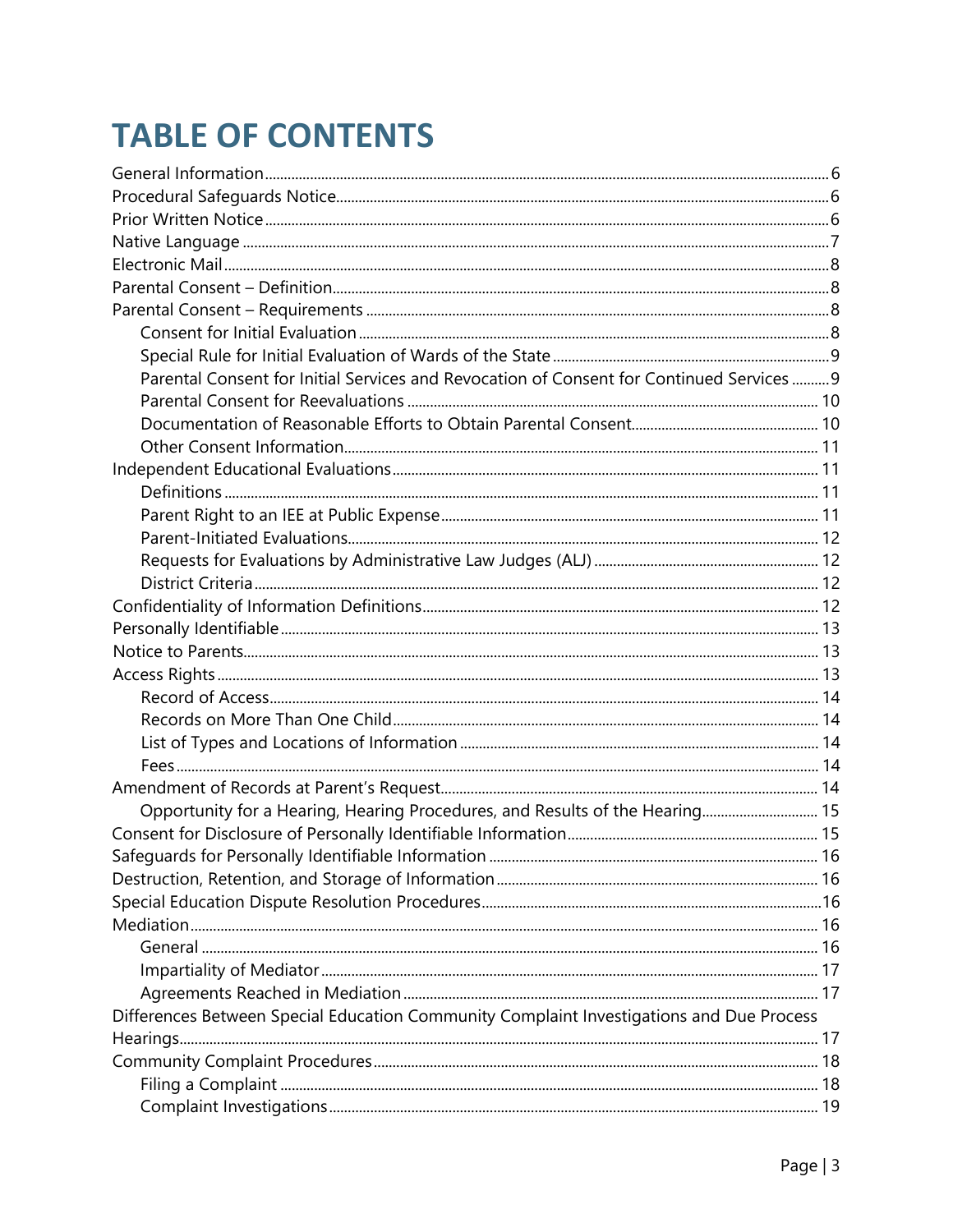# TABLE OF CONTENTS

- General Information ... 6
- Procedural Safeguards Notice ... 6
- Prior Written Notice ... 6
- Native Language ... 7
- Electronic Mail ... 8
- Parental Consent – Definition ... 8
- Parental Consent – Requirements ... 8
    - Consent for Initial Evaluation ... 8
    - Special Rule for Initial Evaluation of Wards of the State ... 9
    - Parental Consent for Initial Services and Revocation of Consent for Continued Services ... 9
    - Parental Consent for Reevaluations ... 10
    - Documentation of Reasonable Efforts to Obtain Parental Consent ... 10
    - Other Consent Information ... 11
- Independent Educational Evaluations ... 11
    - Definitions ... 11
    - Parent Right to an IEE at Public Expense ... 11
    - Parent-Initiated Evaluations ... 12
    - Requests for Evaluations by Administrative Law Judges (ALJ) ... 12
    - District Criteria ... 12
- Confidentiality of Information Definitions ... 12
- Personally Identifiable ... 13
- Notice to Parents ... 13
- Access Rights ... 13
    - Record of Access ... 14
    - Records on More Than One Child ... 14
    - List of Types and Locations of Information ... 14
    - Fees ... 14
- Amendment of Records at Parent's Request ... 14
    - Opportunity for a Hearing, Hearing Procedures, and Results of the Hearing ... 15
- Consent for Disclosure of Personally Identifiable Information ... 15
- Safeguards for Personally Identifiable Information ... 16
- Destruction, Retention, and Storage of Information ... 16
- Special Education Dispute Resolution Procedures ... 16
- Mediation ... 16
    - General ... 16
    - Impartiality of Mediator ... 17
    - Agreements Reached in Mediation ... 17
- Differences Between Special Education Community Complaint Investigations and Due Process Hearings ... 17
- Community Complaint Procedures ... 18
    - Filing a Complaint ... 18
    - Complaint Investigations ... 19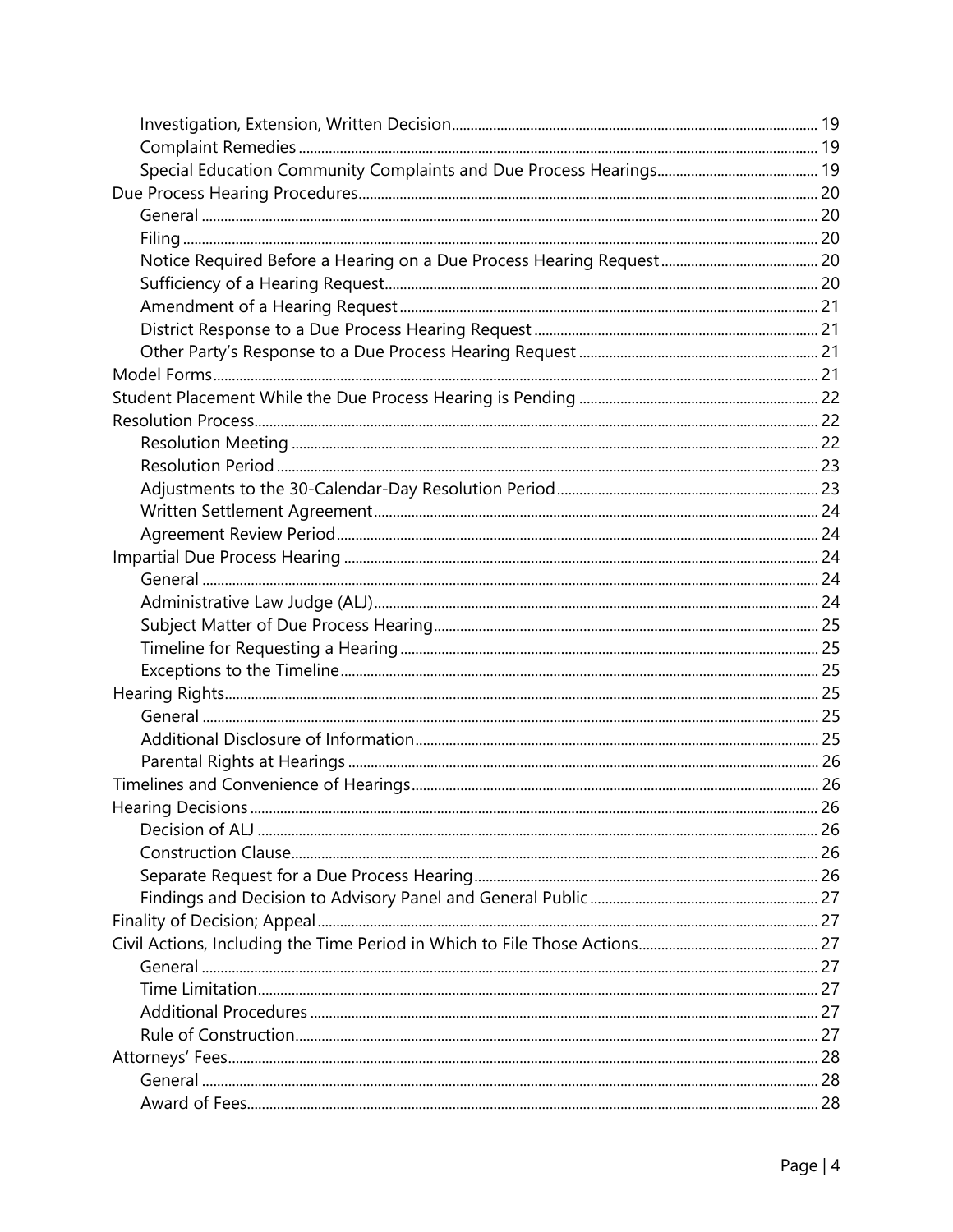- Investigation, Extension, Written Decision ........ 19
- Complaint Remedies ........ 19
- Special Education Community Complaints and Due Process Hearings ........ 19

Due Process Hearing Procedures ........ 20

- General ........ 20
- Filing ........ 20
- Notice Required Before a Hearing on a Due Process Hearing Request ........ 20
- Sufficiency of a Hearing Request ........ 20
- Amendment of a Hearing Request ........ 21
- District Response to a Due Process Hearing Request ........ 21
- Other Party's Response to a Due Process Hearing Request ........ 21

Model Forms ........ 21

Student Placement While the Due Process Hearing is Pending ........ 22

Resolution Process ........ 22

- Resolution Meeting ........ 22
- Resolution Period ........ 23
- Adjustments to the 30-Calendar-Day Resolution Period ........ 23
- Written Settlement Agreement ........ 24
- Agreement Review Period ........ 24

Impartial Due Process Hearing ........ 24

- General ........ 24
- Administrative Law Judge (ALJ) ........ 24
- Subject Matter of Due Process Hearing ........ 25
- Timeline for Requesting a Hearing ........ 25
- Exceptions to the Timeline ........ 25

Hearing Rights ........ 25

- General ........ 25
- Additional Disclosure of Information ........ 25
- Parental Rights at Hearings ........ 26

Timelines and Convenience of Hearings ........ 26

Hearing Decisions ........ 26

- Decision of ALJ ........ 26
- Construction Clause ........ 26
- Separate Request for a Due Process Hearing ........ 26
- Findings and Decision to Advisory Panel and General Public ........ 27

Finality of Decision; Appeal ........ 27

Civil Actions, Including the Time Period in Which to File Those Actions ........ 27

- General ........ 27
- Time Limitation ........ 27
- Additional Procedures ........ 27
- Rule of Construction ........ 27

Attorneys' Fees ........ 28

- General ........ 28
- Award of Fees ........ 28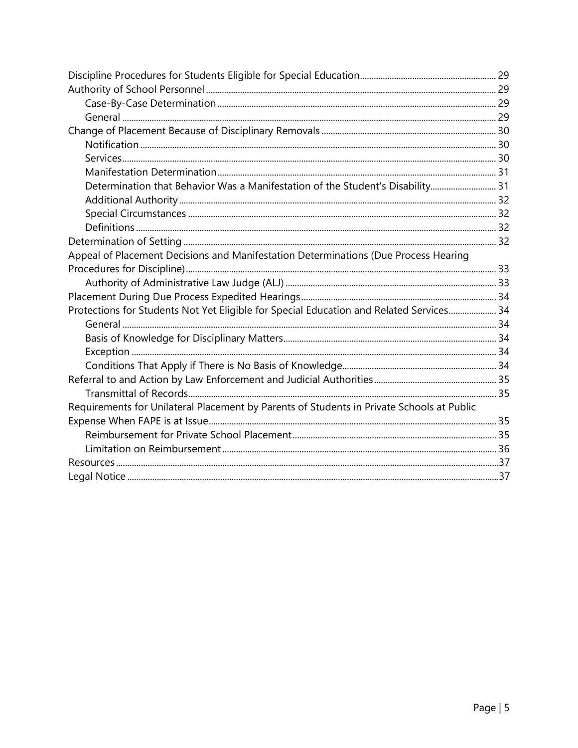- Discipline Procedures for Students Eligible for Special Education ... 29
- Authority of School Personnel ... 29
  - Case-By-Case Determination ... 29
  - General ... 29
- Change of Placement Because of Disciplinary Removals ... 30
  - Notification ... 30
  - Services ... 30
  - Manifestation Determination ... 31
  - Determination that Behavior Was a Manifestation of the Student's Disability ... 31
  - Additional Authority ... 32
  - Special Circumstances ... 32
  - Definitions ... 32
- Determination of Setting ... 32
- Appeal of Placement Decisions and Manifestation Determinations (Due Process Hearing Procedures for Discipline) ... 33
  - Authority of Administrative Law Judge (ALJ) ... 33
- Placement During Due Process Expedited Hearings ... 34
- Protections for Students Not Yet Eligible for Special Education and Related Services ... 34
  - General ... 34
  - Basis of Knowledge for Disciplinary Matters ... 34
  - Exception ... 34
  - Conditions That Apply if There is No Basis of Knowledge ... 34
- Referral to and Action by Law Enforcement and Judicial Authorities ... 35
  - Transmittal of Records ... 35
- Requirements for Unilateral Placement by Parents of Students in Private Schools at Public Expense When FAPE is at Issue ... 35
  - Reimbursement for Private School Placement ... 35
  - Limitation on Reimbursement ... 36
- Resources ... 37
- Legal Notice ... 37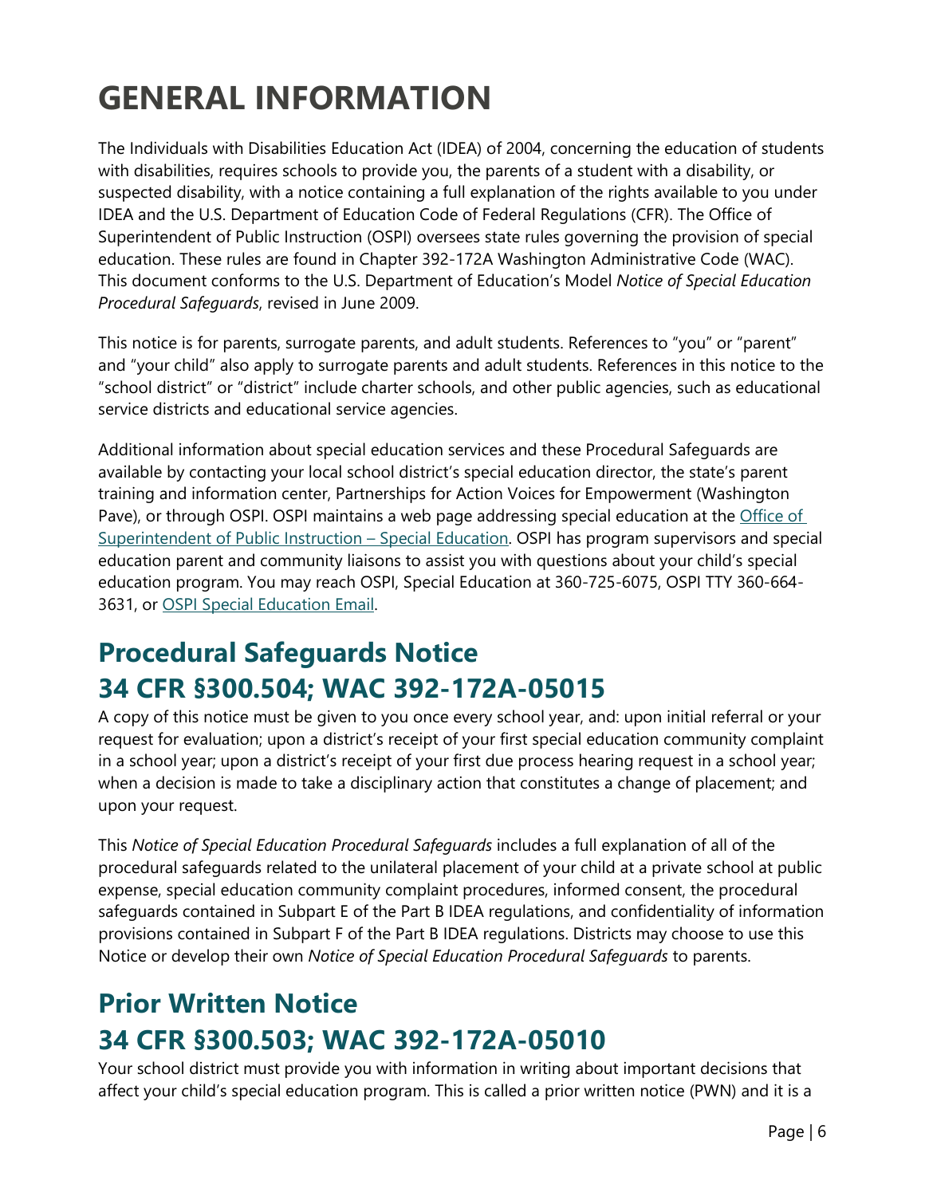# GENERAL INFORMATION

The Individuals with Disabilities Education Act (IDEA) of 2004, concerning the education of students with disabilities, requires schools to provide you, the parents of a student with a disability, or suspected disability, with a notice containing a full explanation of the rights available to you under IDEA and the U.S. Department of Education Code of Federal Regulations (CFR). The Office of Superintendent of Public Instruction (OSPI) oversees state rules governing the provision of special education. These rules are found in Chapter 392-172A Washington Administrative Code (WAC). This document conforms to the U.S. Department of Education's Model *Notice of Special Education Procedural Safeguards*, revised in June 2009.

This notice is for parents, surrogate parents, and adult students. References to "you" or "parent" and "your child" also apply to surrogate parents and adult students. References in this notice to the "school district" or "district" include charter schools, and other public agencies, such as educational service districts and educational service agencies.

Additional information about special education services and these Procedural Safeguards are available by contacting your local school district's special education director, the state's parent training and information center, Partnerships for Action Voices for Empowerment (Washington Pave), or through OSPI. OSPI maintains a web page addressing special education at the [Office of Superintendent of Public Instruction – Special Education](). OSPI has program supervisors and special education parent and community liaisons to assist you with questions about your child's special education program. You may reach OSPI, Special Education at 360-725-6075, OSPI TTY 360-664-3631, or [OSPI Special Education Email]().

## Procedural Safeguards Notice
## 34 CFR §300.504; WAC 392-172A-05015

A copy of this notice must be given to you once every school year, and: upon initial referral or your request for evaluation; upon a district's receipt of your first special education community complaint in a school year; upon a district's receipt of your first due process hearing request in a school year; when a decision is made to take a disciplinary action that constitutes a change of placement; and upon your request.

This *Notice of Special Education Procedural Safeguards* includes a full explanation of all of the procedural safeguards related to the unilateral placement of your child at a private school at public expense, special education community complaint procedures, informed consent, the procedural safeguards contained in Subpart E of the Part B IDEA regulations, and confidentiality of information provisions contained in Subpart F of the Part B IDEA regulations. Districts may choose to use this Notice or develop their own *Notice of Special Education Procedural Safeguards* to parents.

## Prior Written Notice
## 34 CFR §300.503; WAC 392-172A-05010

Your school district must provide you with information in writing about important decisions that affect your child's special education program. This is called a prior written notice (PWN) and it is a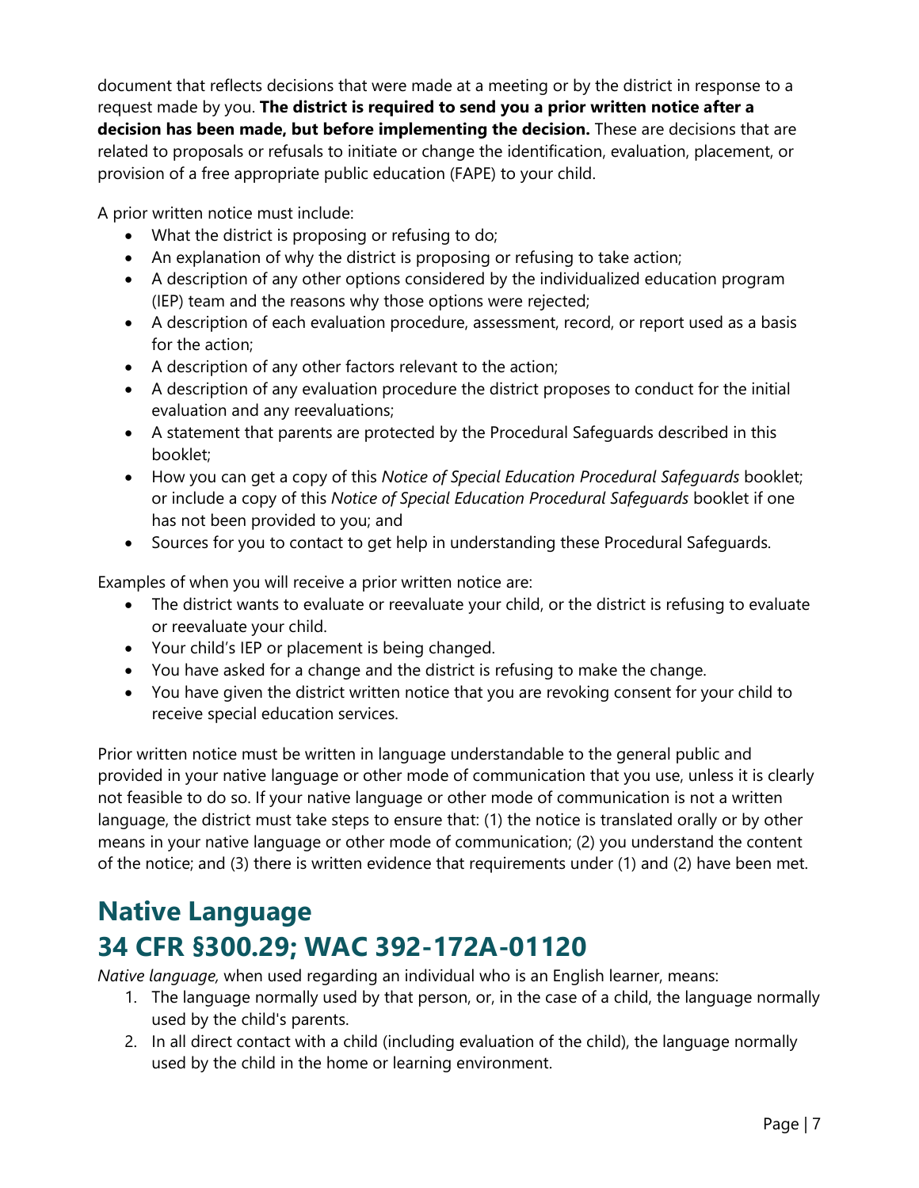document that reflects decisions that were made at a meeting or by the district in response to a request made by you. **The district is required to send you a prior written notice after a decision has been made, but before implementing the decision.** These are decisions that are related to proposals or refusals to initiate or change the identification, evaluation, placement, or provision of a free appropriate public education (FAPE) to your child.

A prior written notice must include:

- What the district is proposing or refusing to do;
- An explanation of why the district is proposing or refusing to take action;
- A description of any other options considered by the individualized education program (IEP) team and the reasons why those options were rejected;
- A description of each evaluation procedure, assessment, record, or report used as a basis for the action;
- A description of any other factors relevant to the action;
- A description of any evaluation procedure the district proposes to conduct for the initial evaluation and any reevaluations;
- A statement that parents are protected by the Procedural Safeguards described in this booklet;
- How you can get a copy of this *Notice of Special Education Procedural Safeguards* booklet; or include a copy of this *Notice of Special Education Procedural Safeguards* booklet if one has not been provided to you; and
- Sources for you to contact to get help in understanding these Procedural Safeguards.

Examples of when you will receive a prior written notice are:

- The district wants to evaluate or reevaluate your child, or the district is refusing to evaluate or reevaluate your child.
- Your child's IEP or placement is being changed.
- You have asked for a change and the district is refusing to make the change.
- You have given the district written notice that you are revoking consent for your child to receive special education services.

Prior written notice must be written in language understandable to the general public and provided in your native language or other mode of communication that you use, unless it is clearly not feasible to do so. If your native language or other mode of communication is not a written language, the district must take steps to ensure that: (1) the notice is translated orally or by other means in your native language or other mode of communication; (2) you understand the content of the notice; and (3) there is written evidence that requirements under (1) and (2) have been met.

## Native Language
## 34 CFR §300.29; WAC 392-172A-01120

*Native language,* when used regarding an individual who is an English learner, means:

1. The language normally used by that person, or, in the case of a child, the language normally used by the child's parents.
2. In all direct contact with a child (including evaluation of the child), the language normally used by the child in the home or learning environment.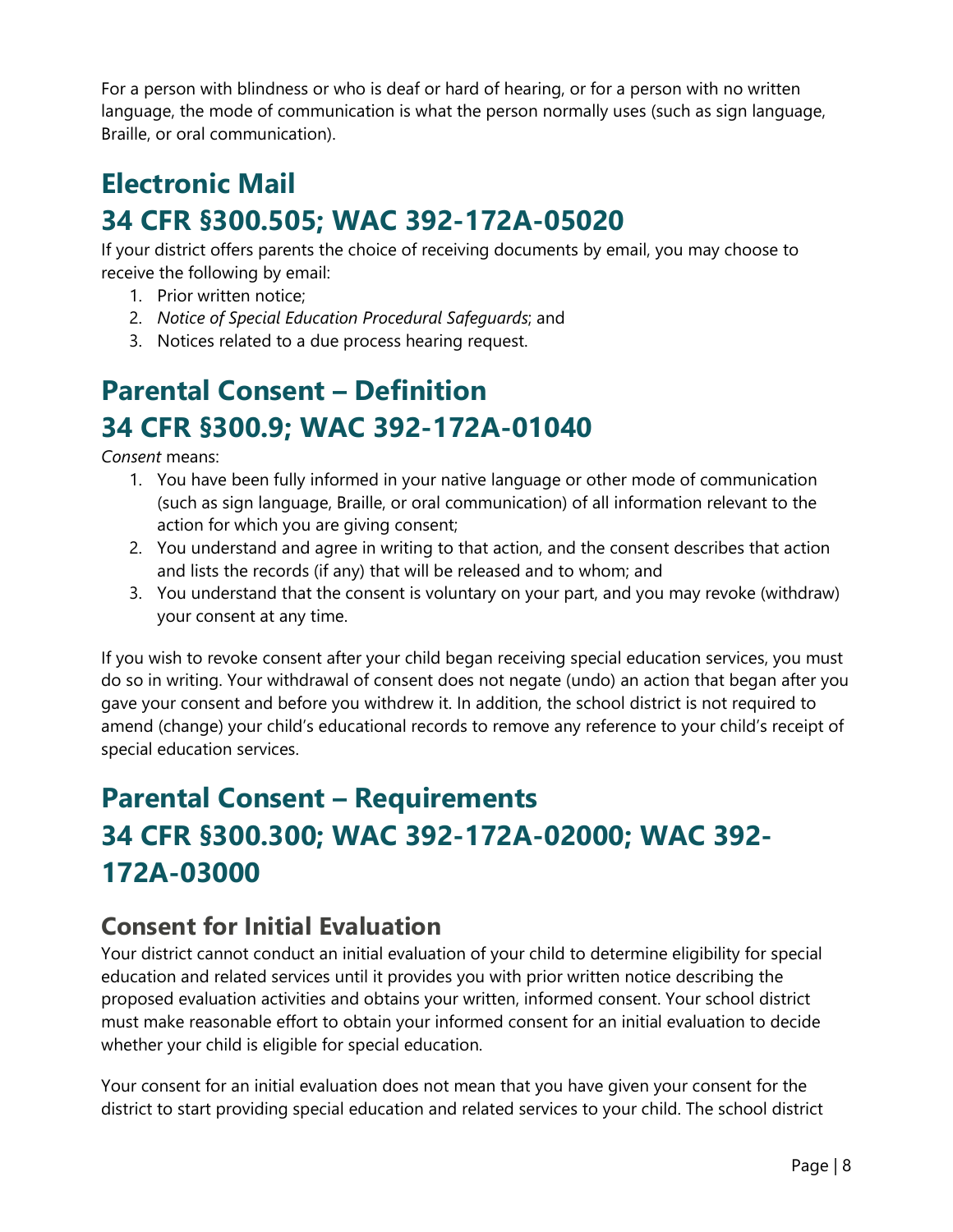For a person with blindness or who is deaf or hard of hearing, or for a person with no written language, the mode of communication is what the person normally uses (such as sign language, Braille, or oral communication).

# Electronic Mail
# 34 CFR §300.505; WAC 392-172A-05020

If your district offers parents the choice of receiving documents by email, you may choose to receive the following by email:

1. Prior written notice;
2. *Notice of Special Education Procedural Safeguards*; and
3. Notices related to a due process hearing request.

# Parental Consent – Definition
# 34 CFR §300.9; WAC 392-172A-01040

*Consent* means:

1. You have been fully informed in your native language or other mode of communication (such as sign language, Braille, or oral communication) of all information relevant to the action for which you are giving consent;
2. You understand and agree in writing to that action, and the consent describes that action and lists the records (if any) that will be released and to whom; and
3. You understand that the consent is voluntary on your part, and you may revoke (withdraw) your consent at any time.

If you wish to revoke consent after your child began receiving special education services, you must do so in writing. Your withdrawal of consent does not negate (undo) an action that began after you gave your consent and before you withdrew it. In addition, the school district is not required to amend (change) your child's educational records to remove any reference to your child's receipt of special education services.

# Parental Consent – Requirements
# 34 CFR §300.300; WAC 392-172A-02000; WAC 392-172A-03000

## Consent for Initial Evaluation

Your district cannot conduct an initial evaluation of your child to determine eligibility for special education and related services until it provides you with prior written notice describing the proposed evaluation activities and obtains your written, informed consent. Your school district must make reasonable effort to obtain your informed consent for an initial evaluation to decide whether your child is eligible for special education.

Your consent for an initial evaluation does not mean that you have given your consent for the district to start providing special education and related services to your child. The school district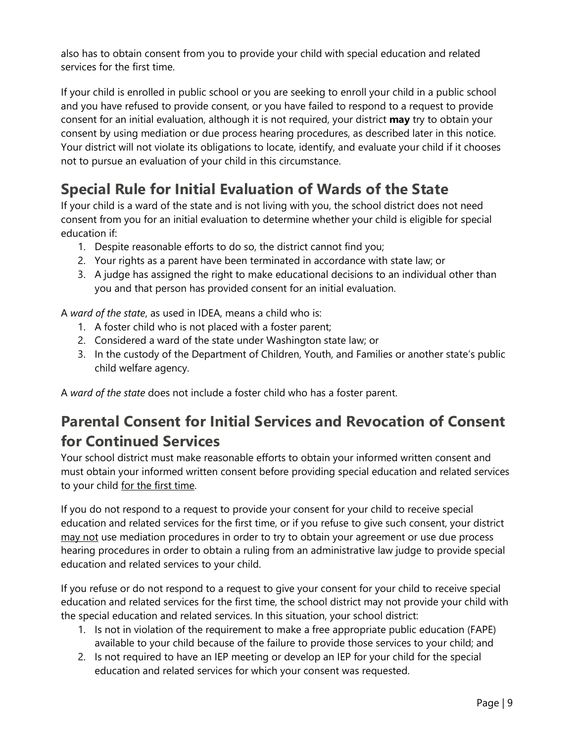also has to obtain consent from you to provide your child with special education and related services for the first time.

If your child is enrolled in public school or you are seeking to enroll your child in a public school and you have refused to provide consent, or you have failed to respond to a request to provide consent for an initial evaluation, although it is not required, your district **may** try to obtain your consent by using mediation or due process hearing procedures, as described later in this notice. Your district will not violate its obligations to locate, identify, and evaluate your child if it chooses not to pursue an evaluation of your child in this circumstance.

## Special Rule for Initial Evaluation of Wards of the State

If your child is a ward of the state and is not living with you, the school district does not need consent from you for an initial evaluation to determine whether your child is eligible for special education if:

1. Despite reasonable efforts to do so, the district cannot find you;
2. Your rights as a parent have been terminated in accordance with state law; or
3. A judge has assigned the right to make educational decisions to an individual other than you and that person has provided consent for an initial evaluation.

A *ward of the state*, as used in IDEA, means a child who is:

1. A foster child who is not placed with a foster parent;
2. Considered a ward of the state under Washington state law; or
3. In the custody of the Department of Children, Youth, and Families or another state's public child welfare agency.

A *ward of the state* does not include a foster child who has a foster parent.

## Parental Consent for Initial Services and Revocation of Consent for Continued Services

Your school district must make reasonable efforts to obtain your informed written consent and must obtain your informed written consent before providing special education and related services to your child <u>for the first time</u>.

If you do not respond to a request to provide your consent for your child to receive special education and related services for the first time, or if you refuse to give such consent, your district <u>may not</u> use mediation procedures in order to try to obtain your agreement or use due process hearing procedures in order to obtain a ruling from an administrative law judge to provide special education and related services to your child.

If you refuse or do not respond to a request to give your consent for your child to receive special education and related services for the first time, the school district may not provide your child with the special education and related services. In this situation, your school district:

1. Is not in violation of the requirement to make a free appropriate public education (FAPE) available to your child because of the failure to provide those services to your child; and
2. Is not required to have an IEP meeting or develop an IEP for your child for the special education and related services for which your consent was requested.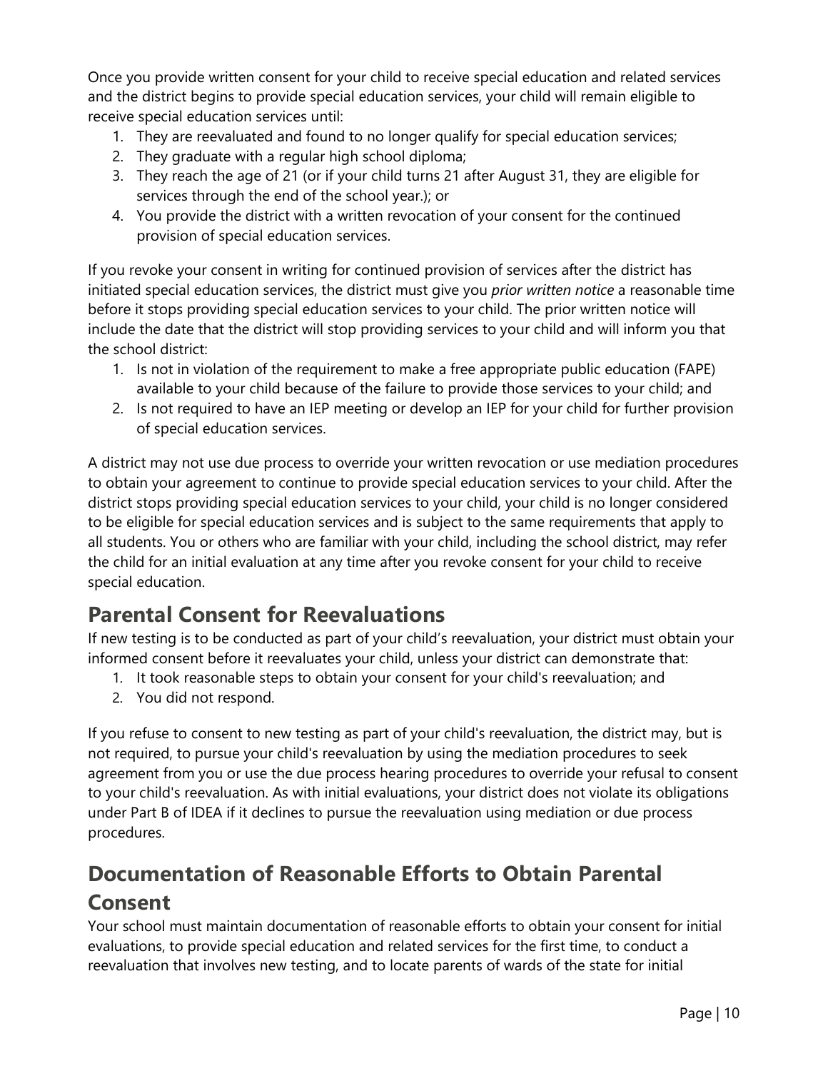Once you provide written consent for your child to receive special education and related services and the district begins to provide special education services, your child will remain eligible to receive special education services until:

1. They are reevaluated and found to no longer qualify for special education services;
2. They graduate with a regular high school diploma;
3. They reach the age of 21 (or if your child turns 21 after August 31, they are eligible for services through the end of the school year.); or
4. You provide the district with a written revocation of your consent for the continued provision of special education services.

If you revoke your consent in writing for continued provision of services after the district has initiated special education services, the district must give you *prior written notice* a reasonable time before it stops providing special education services to your child. The prior written notice will include the date that the district will stop providing services to your child and will inform you that the school district:

1. Is not in violation of the requirement to make a free appropriate public education (FAPE) available to your child because of the failure to provide those services to your child; and
2. Is not required to have an IEP meeting or develop an IEP for your child for further provision of special education services.

A district may not use due process to override your written revocation or use mediation procedures to obtain your agreement to continue to provide special education services to your child. After the district stops providing special education services to your child, your child is no longer considered to be eligible for special education services and is subject to the same requirements that apply to all students. You or others who are familiar with your child, including the school district, may refer the child for an initial evaluation at any time after you revoke consent for your child to receive special education.

## Parental Consent for Reevaluations

If new testing is to be conducted as part of your child's reevaluation, your district must obtain your informed consent before it reevaluates your child, unless your district can demonstrate that:

1. It took reasonable steps to obtain your consent for your child's reevaluation; and
2. You did not respond.

If you refuse to consent to new testing as part of your child's reevaluation, the district may, but is not required, to pursue your child's reevaluation by using the mediation procedures to seek agreement from you or use the due process hearing procedures to override your refusal to consent to your child's reevaluation. As with initial evaluations, your district does not violate its obligations under Part B of IDEA if it declines to pursue the reevaluation using mediation or due process procedures.

## Documentation of Reasonable Efforts to Obtain Parental Consent

Your school must maintain documentation of reasonable efforts to obtain your consent for initial evaluations, to provide special education and related services for the first time, to conduct a reevaluation that involves new testing, and to locate parents of wards of the state for initial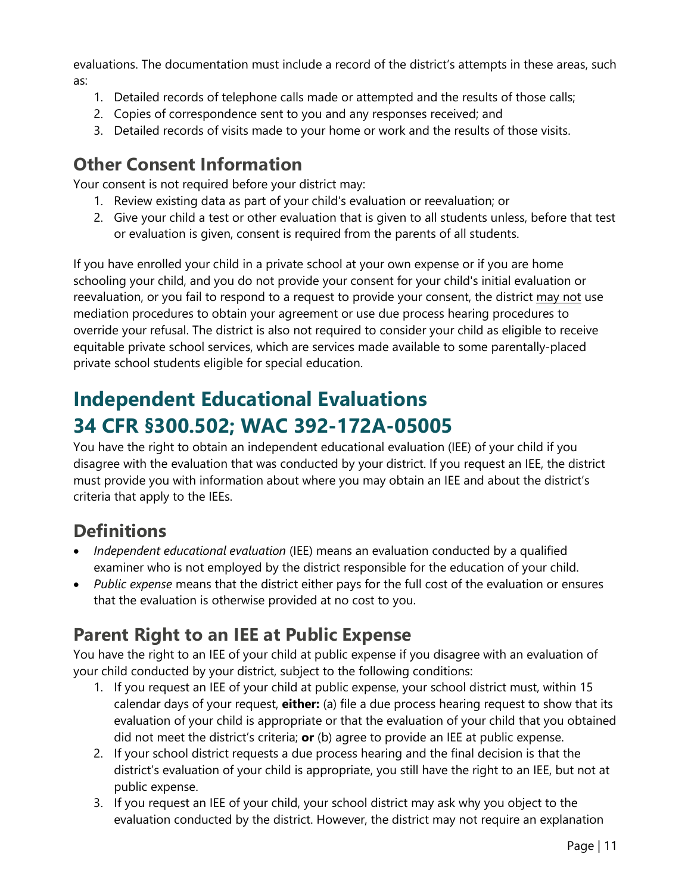evaluations. The documentation must include a record of the district's attempts in these areas, such as:

1. Detailed records of telephone calls made or attempted and the results of those calls;
2. Copies of correspondence sent to you and any responses received; and
3. Detailed records of visits made to your home or work and the results of those visits.

## Other Consent Information

Your consent is not required before your district may:

1. Review existing data as part of your child's evaluation or reevaluation; or
2. Give your child a test or other evaluation that is given to all students unless, before that test or evaluation is given, consent is required from the parents of all students.

If you have enrolled your child in a private school at your own expense or if you are home schooling your child, and you do not provide your consent for your child's initial evaluation or reevaluation, or you fail to respond to a request to provide your consent, the district may not use mediation procedures to obtain your agreement or use due process hearing procedures to override your refusal. The district is also not required to consider your child as eligible to receive equitable private school services, which are services made available to some parentally-placed private school students eligible for special education.

# Independent Educational Evaluations 34 CFR §300.502; WAC 392-172A-05005

You have the right to obtain an independent educational evaluation (IEE) of your child if you disagree with the evaluation that was conducted by your district. If you request an IEE, the district must provide you with information about where you may obtain an IEE and about the district's criteria that apply to the IEEs.

## Definitions

- *Independent educational evaluation* (IEE) means an evaluation conducted by a qualified examiner who is not employed by the district responsible for the education of your child.
- *Public expense* means that the district either pays for the full cost of the evaluation or ensures that the evaluation is otherwise provided at no cost to you.

## Parent Right to an IEE at Public Expense

You have the right to an IEE of your child at public expense if you disagree with an evaluation of your child conducted by your district, subject to the following conditions:

1. If you request an IEE of your child at public expense, your school district must, within 15 calendar days of your request, **either:** (a) file a due process hearing request to show that its evaluation of your child is appropriate or that the evaluation of your child that you obtained did not meet the district's criteria; **or** (b) agree to provide an IEE at public expense.
2. If your school district requests a due process hearing and the final decision is that the district's evaluation of your child is appropriate, you still have the right to an IEE, but not at public expense.
3. If you request an IEE of your child, your school district may ask why you object to the evaluation conducted by the district. However, the district may not require an explanation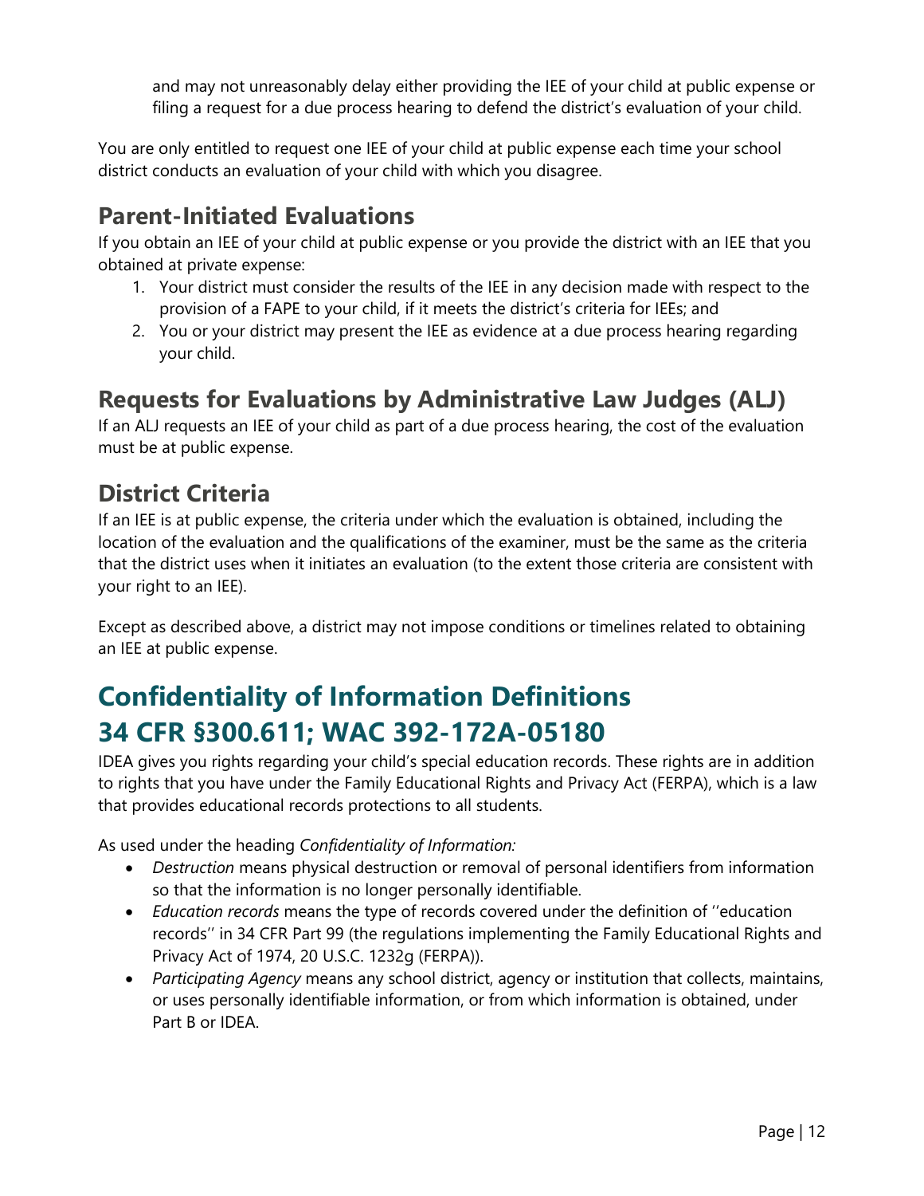and may not unreasonably delay either providing the IEE of your child at public expense or filing a request for a due process hearing to defend the district's evaluation of your child.

You are only entitled to request one IEE of your child at public expense each time your school district conducts an evaluation of your child with which you disagree.

## Parent-Initiated Evaluations

If you obtain an IEE of your child at public expense or you provide the district with an IEE that you obtained at private expense:

1. Your district must consider the results of the IEE in any decision made with respect to the provision of a FAPE to your child, if it meets the district's criteria for IEEs; and
2. You or your district may present the IEE as evidence at a due process hearing regarding your child.

## Requests for Evaluations by Administrative Law Judges (ALJ)

If an ALJ requests an IEE of your child as part of a due process hearing, the cost of the evaluation must be at public expense.

## District Criteria

If an IEE is at public expense, the criteria under which the evaluation is obtained, including the location of the evaluation and the qualifications of the examiner, must be the same as the criteria that the district uses when it initiates an evaluation (to the extent those criteria are consistent with your right to an IEE).

Except as described above, a district may not impose conditions or timelines related to obtaining an IEE at public expense.

# Confidentiality of Information Definitions 34 CFR §300.611; WAC 392-172A-05180

IDEA gives you rights regarding your child's special education records. These rights are in addition to rights that you have under the Family Educational Rights and Privacy Act (FERPA), which is a law that provides educational records protections to all students.

As used under the heading *Confidentiality of Information:*

- *Destruction* means physical destruction or removal of personal identifiers from information so that the information is no longer personally identifiable.
- *Education records* means the type of records covered under the definition of ''education records'' in 34 CFR Part 99 (the regulations implementing the Family Educational Rights and Privacy Act of 1974, 20 U.S.C. 1232g (FERPA)).
- *Participating Agency* means any school district, agency or institution that collects, maintains, or uses personally identifiable information, or from which information is obtained, under Part B or IDEA.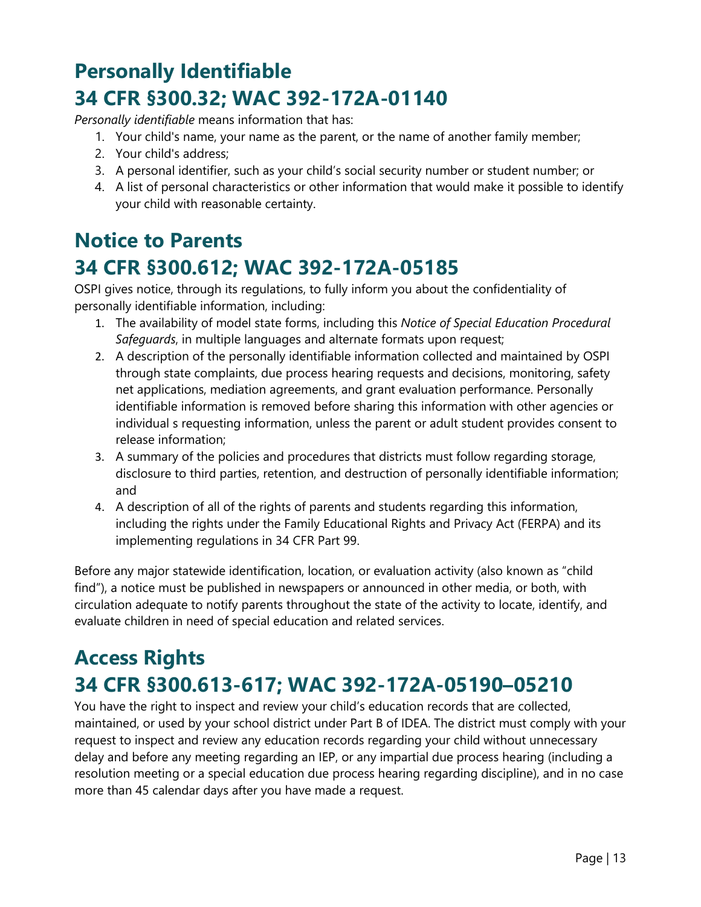## Personally Identifiable
## 34 CFR §300.32; WAC 392-172A-01140

*Personally identifiable* means information that has:

1. Your child's name, your name as the parent, or the name of another family member;
2. Your child's address;
3. A personal identifier, such as your child's social security number or student number; or
4. A list of personal characteristics or other information that would make it possible to identify your child with reasonable certainty.

## Notice to Parents
## 34 CFR §300.612; WAC 392-172A-05185

OSPI gives notice, through its regulations, to fully inform you about the confidentiality of personally identifiable information, including:

1. The availability of model state forms, including this *Notice of Special Education Procedural Safeguards*, in multiple languages and alternate formats upon request;
2. A description of the personally identifiable information collected and maintained by OSPI through state complaints, due process hearing requests and decisions, monitoring, safety net applications, mediation agreements, and grant evaluation performance. Personally identifiable information is removed before sharing this information with other agencies or individual s requesting information, unless the parent or adult student provides consent to release information;
3. A summary of the policies and procedures that districts must follow regarding storage, disclosure to third parties, retention, and destruction of personally identifiable information; and
4. A description of all of the rights of parents and students regarding this information, including the rights under the Family Educational Rights and Privacy Act (FERPA) and its implementing regulations in 34 CFR Part 99.

Before any major statewide identification, location, or evaluation activity (also known as "child find"), a notice must be published in newspapers or announced in other media, or both, with circulation adequate to notify parents throughout the state of the activity to locate, identify, and evaluate children in need of special education and related services.

## Access Rights
## 34 CFR §300.613-617; WAC 392-172A-05190–05210

You have the right to inspect and review your child's education records that are collected, maintained, or used by your school district under Part B of IDEA. The district must comply with your request to inspect and review any education records regarding your child without unnecessary delay and before any meeting regarding an IEP, or any impartial due process hearing (including a resolution meeting or a special education due process hearing regarding discipline), and in no case more than 45 calendar days after you have made a request.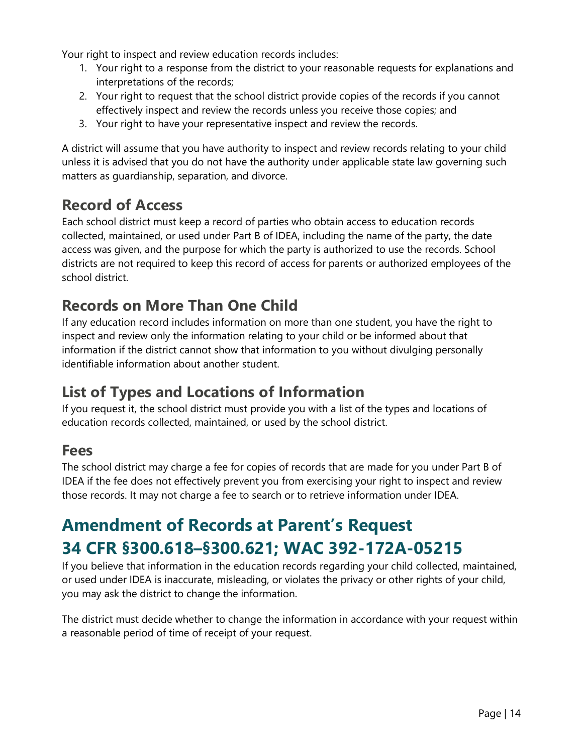Your right to inspect and review education records includes:

1. Your right to a response from the district to your reasonable requests for explanations and interpretations of the records;
2. Your right to request that the school district provide copies of the records if you cannot effectively inspect and review the records unless you receive those copies; and
3. Your right to have your representative inspect and review the records.

A district will assume that you have authority to inspect and review records relating to your child unless it is advised that you do not have the authority under applicable state law governing such matters as guardianship, separation, and divorce.

## Record of Access

Each school district must keep a record of parties who obtain access to education records collected, maintained, or used under Part B of IDEA, including the name of the party, the date access was given, and the purpose for which the party is authorized to use the records. School districts are not required to keep this record of access for parents or authorized employees of the school district.

## Records on More Than One Child

If any education record includes information on more than one student, you have the right to inspect and review only the information relating to your child or be informed about that information if the district cannot show that information to you without divulging personally identifiable information about another student.

## List of Types and Locations of Information

If you request it, the school district must provide you with a list of the types and locations of education records collected, maintained, or used by the school district.

## Fees

The school district may charge a fee for copies of records that are made for you under Part B of IDEA if the fee does not effectively prevent you from exercising your right to inspect and review those records. It may not charge a fee to search or to retrieve information under IDEA.

# Amendment of Records at Parent's Request 34 CFR §300.618–§300.621; WAC 392-172A-05215

If you believe that information in the education records regarding your child collected, maintained, or used under IDEA is inaccurate, misleading, or violates the privacy or other rights of your child, you may ask the district to change the information.

The district must decide whether to change the information in accordance with your request within a reasonable period of time of receipt of your request.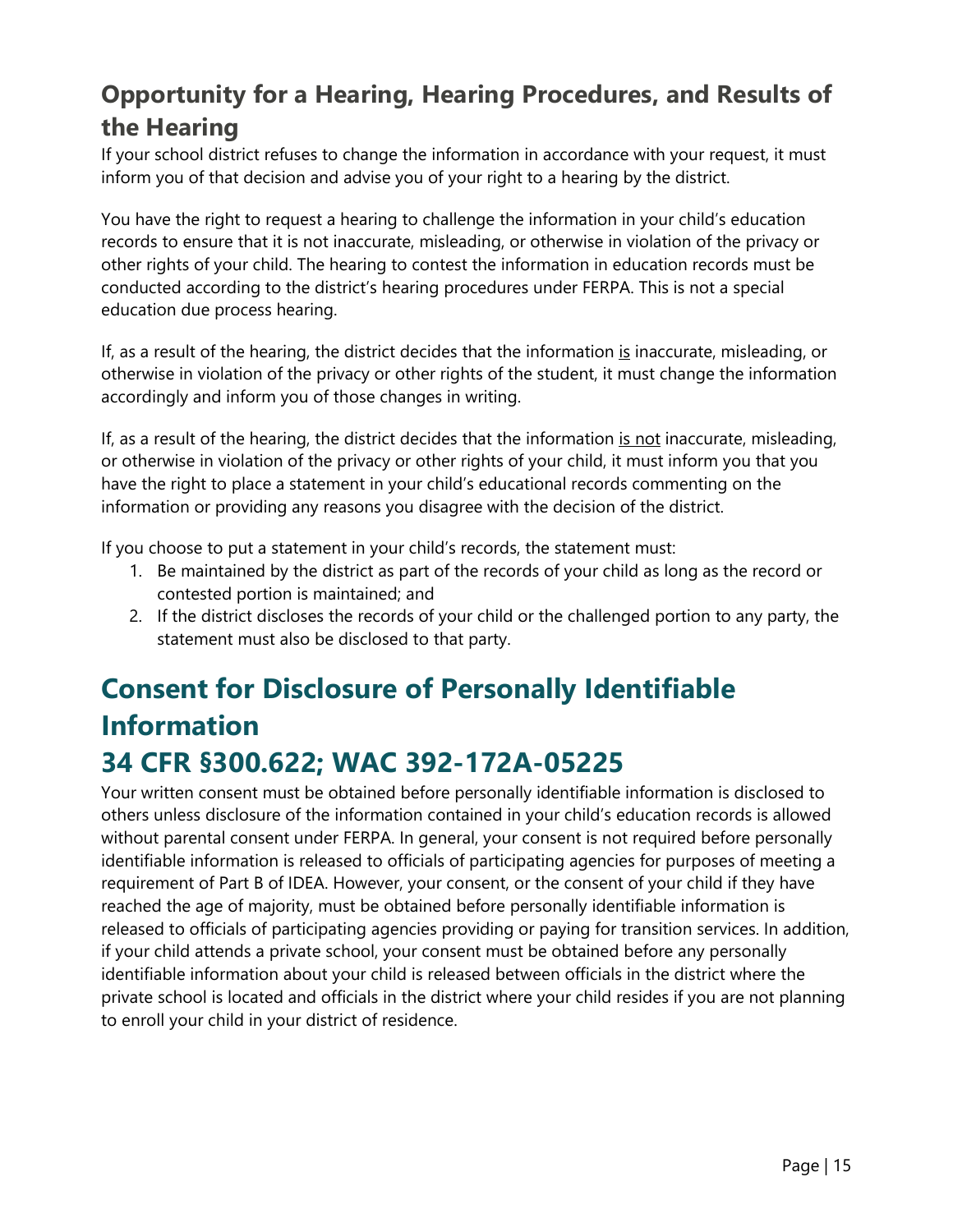## Opportunity for a Hearing, Hearing Procedures, and Results of the Hearing

If your school district refuses to change the information in accordance with your request, it must inform you of that decision and advise you of your right to a hearing by the district.

You have the right to request a hearing to challenge the information in your child's education records to ensure that it is not inaccurate, misleading, or otherwise in violation of the privacy or other rights of your child. The hearing to contest the information in education records must be conducted according to the district's hearing procedures under FERPA. This is not a special education due process hearing.

If, as a result of the hearing, the district decides that the information <u>is</u> inaccurate, misleading, or otherwise in violation of the privacy or other rights of the student, it must change the information accordingly and inform you of those changes in writing.

If, as a result of the hearing, the district decides that the information <u>is not</u> inaccurate, misleading, or otherwise in violation of the privacy or other rights of your child, it must inform you that you have the right to place a statement in your child's educational records commenting on the information or providing any reasons you disagree with the decision of the district.

If you choose to put a statement in your child's records, the statement must:

1. Be maintained by the district as part of the records of your child as long as the record or contested portion is maintained; and
2. If the district discloses the records of your child or the challenged portion to any party, the statement must also be disclosed to that party.

# Consent for Disclosure of Personally Identifiable Information

# 34 CFR §300.622; WAC 392-172A-05225

Your written consent must be obtained before personally identifiable information is disclosed to others unless disclosure of the information contained in your child's education records is allowed without parental consent under FERPA. In general, your consent is not required before personally identifiable information is released to officials of participating agencies for purposes of meeting a requirement of Part B of IDEA. However, your consent, or the consent of your child if they have reached the age of majority, must be obtained before personally identifiable information is released to officials of participating agencies providing or paying for transition services. In addition, if your child attends a private school, your consent must be obtained before any personally identifiable information about your child is released between officials in the district where the private school is located and officials in the district where your child resides if you are not planning to enroll your child in your district of residence.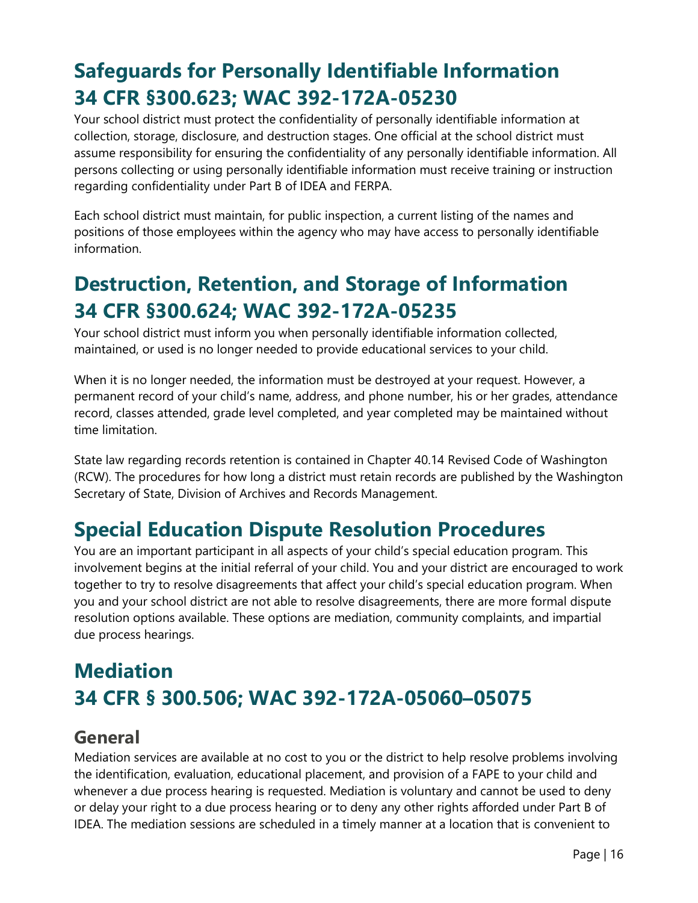## Safeguards for Personally Identifiable Information 34 CFR §300.623; WAC 392-172A-05230

Your school district must protect the confidentiality of personally identifiable information at collection, storage, disclosure, and destruction stages. One official at the school district must assume responsibility for ensuring the confidentiality of any personally identifiable information. All persons collecting or using personally identifiable information must receive training or instruction regarding confidentiality under Part B of IDEA and FERPA.

Each school district must maintain, for public inspection, a current listing of the names and positions of those employees within the agency who may have access to personally identifiable information.

## Destruction, Retention, and Storage of Information 34 CFR §300.624; WAC 392-172A-05235

Your school district must inform you when personally identifiable information collected, maintained, or used is no longer needed to provide educational services to your child.

When it is no longer needed, the information must be destroyed at your request. However, a permanent record of your child's name, address, and phone number, his or her grades, attendance record, classes attended, grade level completed, and year completed may be maintained without time limitation.

State law regarding records retention is contained in Chapter 40.14 Revised Code of Washington (RCW). The procedures for how long a district must retain records are published by the Washington Secretary of State, Division of Archives and Records Management.

## Special Education Dispute Resolution Procedures

You are an important participant in all aspects of your child's special education program. This involvement begins at the initial referral of your child. You and your district are encouraged to work together to try to resolve disagreements that affect your child's special education program. When you and your school district are not able to resolve disagreements, there are more formal dispute resolution options available. These options are mediation, community complaints, and impartial due process hearings.

## Mediation 34 CFR § 300.506; WAC 392-172A-05060–05075

### General

Mediation services are available at no cost to you or the district to help resolve problems involving the identification, evaluation, educational placement, and provision of a FAPE to your child and whenever a due process hearing is requested. Mediation is voluntary and cannot be used to deny or delay your right to a due process hearing or to deny any other rights afforded under Part B of IDEA. The mediation sessions are scheduled in a timely manner at a location that is convenient to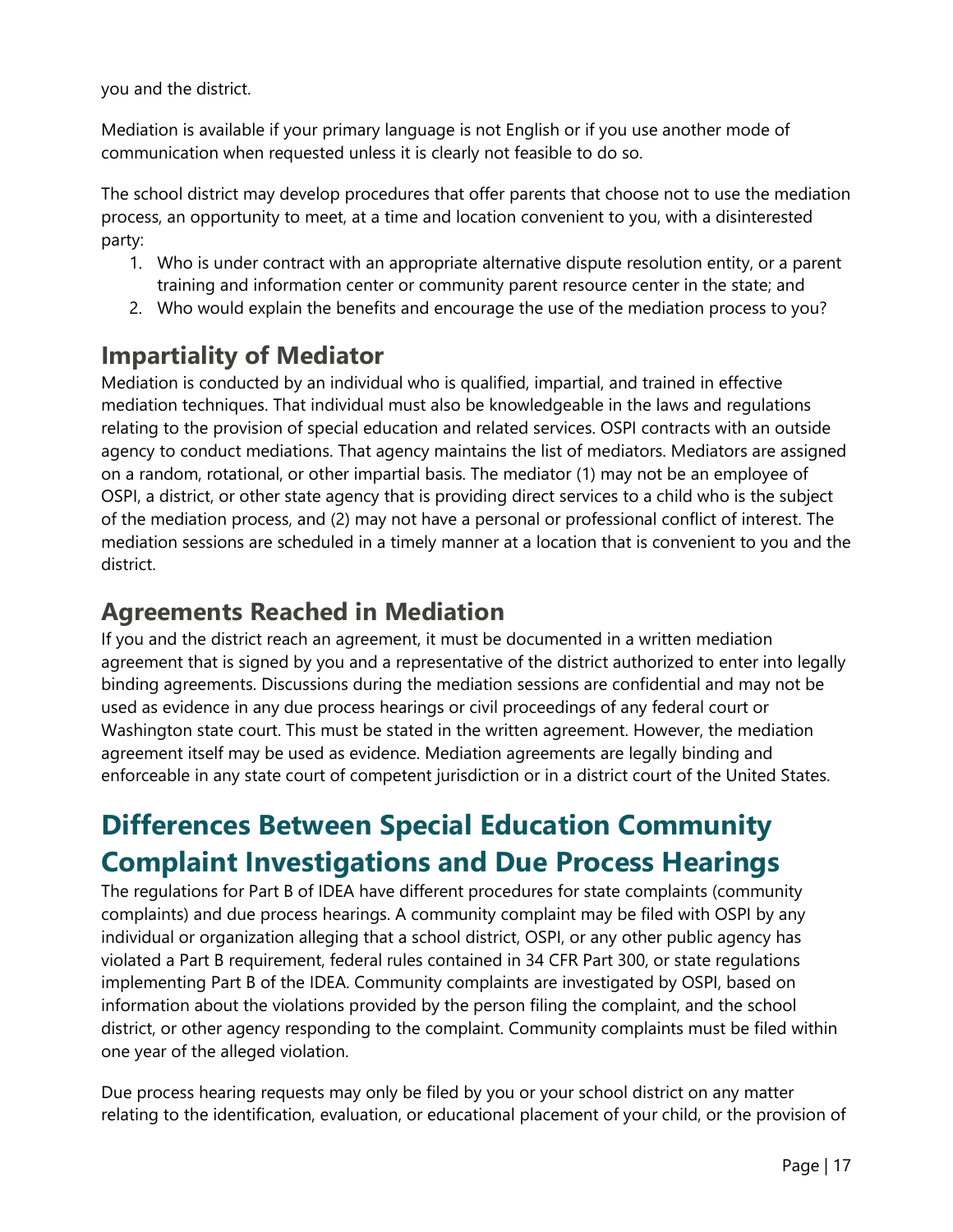you and the district.

Mediation is available if your primary language is not English or if you use another mode of communication when requested unless it is clearly not feasible to do so.

The school district may develop procedures that offer parents that choose not to use the mediation process, an opportunity to meet, at a time and location convenient to you, with a disinterested party:

1. Who is under contract with an appropriate alternative dispute resolution entity, or a parent training and information center or community parent resource center in the state; and
2. Who would explain the benefits and encourage the use of the mediation process to you?

## Impartiality of Mediator

Mediation is conducted by an individual who is qualified, impartial, and trained in effective mediation techniques. That individual must also be knowledgeable in the laws and regulations relating to the provision of special education and related services. OSPI contracts with an outside agency to conduct mediations. That agency maintains the list of mediators. Mediators are assigned on a random, rotational, or other impartial basis. The mediator (1) may not be an employee of OSPI, a district, or other state agency that is providing direct services to a child who is the subject of the mediation process, and (2) may not have a personal or professional conflict of interest. The mediation sessions are scheduled in a timely manner at a location that is convenient to you and the district.

## Agreements Reached in Mediation

If you and the district reach an agreement, it must be documented in a written mediation agreement that is signed by you and a representative of the district authorized to enter into legally binding agreements. Discussions during the mediation sessions are confidential and may not be used as evidence in any due process hearings or civil proceedings of any federal court or Washington state court. This must be stated in the written agreement. However, the mediation agreement itself may be used as evidence. Mediation agreements are legally binding and enforceable in any state court of competent jurisdiction or in a district court of the United States.

# Differences Between Special Education Community Complaint Investigations and Due Process Hearings

The regulations for Part B of IDEA have different procedures for state complaints (community complaints) and due process hearings. A community complaint may be filed with OSPI by any individual or organization alleging that a school district, OSPI, or any other public agency has violated a Part B requirement, federal rules contained in 34 CFR Part 300, or state regulations implementing Part B of the IDEA. Community complaints are investigated by OSPI, based on information about the violations provided by the person filing the complaint, and the school district, or other agency responding to the complaint. Community complaints must be filed within one year of the alleged violation.

Due process hearing requests may only be filed by you or your school district on any matter relating to the identification, evaluation, or educational placement of your child, or the provision of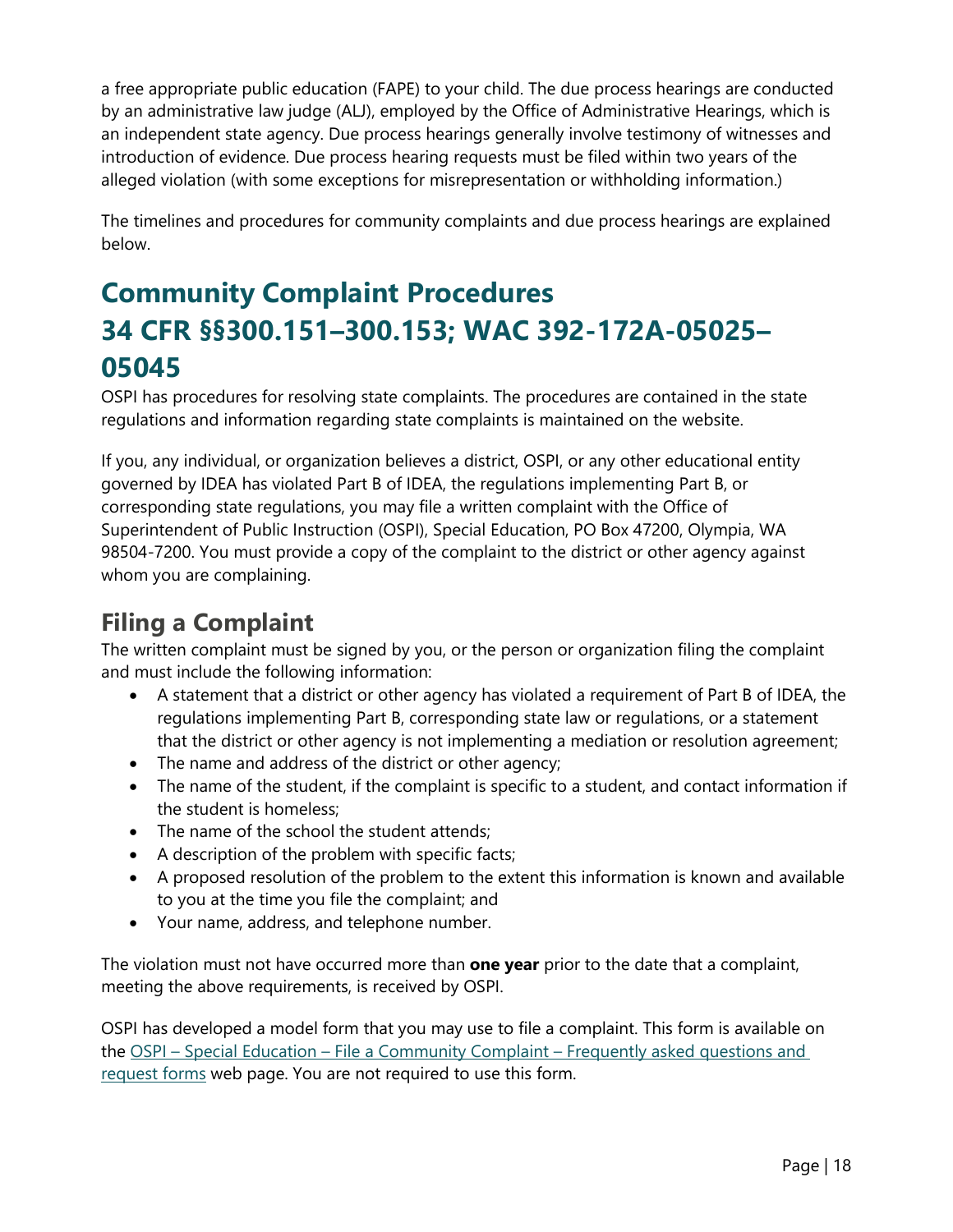a free appropriate public education (FAPE) to your child. The due process hearings are conducted by an administrative law judge (ALJ), employed by the Office of Administrative Hearings, which is an independent state agency. Due process hearings generally involve testimony of witnesses and introduction of evidence. Due process hearing requests must be filed within two years of the alleged violation (with some exceptions for misrepresentation or withholding information.)

The timelines and procedures for community complaints and due process hearings are explained below.

# Community Complaint Procedures 34 CFR §§300.151–300.153; WAC 392-172A-05025–05045

OSPI has procedures for resolving state complaints. The procedures are contained in the state regulations and information regarding state complaints is maintained on the website.

If you, any individual, or organization believes a district, OSPI, or any other educational entity governed by IDEA has violated Part B of IDEA, the regulations implementing Part B, or corresponding state regulations, you may file a written complaint with the Office of Superintendent of Public Instruction (OSPI), Special Education, PO Box 47200, Olympia, WA 98504-7200. You must provide a copy of the complaint to the district or other agency against whom you are complaining.

## Filing a Complaint

The written complaint must be signed by you, or the person or organization filing the complaint and must include the following information:

- A statement that a district or other agency has violated a requirement of Part B of IDEA, the regulations implementing Part B, corresponding state law or regulations, or a statement that the district or other agency is not implementing a mediation or resolution agreement;
- The name and address of the district or other agency;
- The name of the student, if the complaint is specific to a student, and contact information if the student is homeless;
- The name of the school the student attends;
- A description of the problem with specific facts;
- A proposed resolution of the problem to the extent this information is known and available to you at the time you file the complaint; and
- Your name, address, and telephone number.

The violation must not have occurred more than **one year** prior to the date that a complaint, meeting the above requirements, is received by OSPI.

OSPI has developed a model form that you may use to file a complaint. This form is available on the OSPI – Special Education – File a Community Complaint – Frequently asked questions and request forms web page. You are not required to use this form.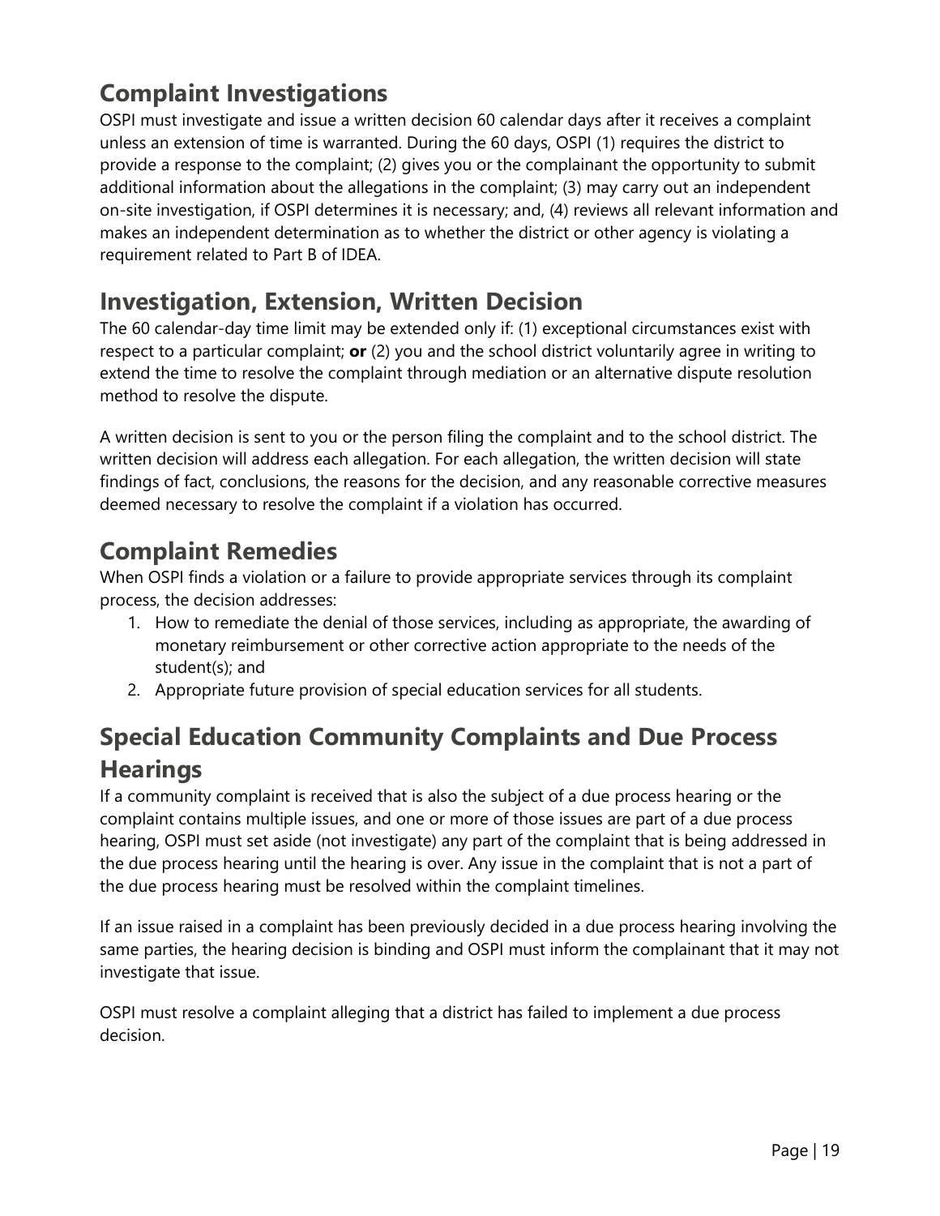## Complaint Investigations

OSPI must investigate and issue a written decision 60 calendar days after it receives a complaint unless an extension of time is warranted. During the 60 days, OSPI (1) requires the district to provide a response to the complaint; (2) gives you or the complainant the opportunity to submit additional information about the allegations in the complaint; (3) may carry out an independent on-site investigation, if OSPI determines it is necessary; and, (4) reviews all relevant information and makes an independent determination as to whether the district or other agency is violating a requirement related to Part B of IDEA.

## Investigation, Extension, Written Decision

The 60 calendar-day time limit may be extended only if: (1) exceptional circumstances exist with respect to a particular complaint; **or** (2) you and the school district voluntarily agree in writing to extend the time to resolve the complaint through mediation or an alternative dispute resolution method to resolve the dispute.

A written decision is sent to you or the person filing the complaint and to the school district. The written decision will address each allegation. For each allegation, the written decision will state findings of fact, conclusions, the reasons for the decision, and any reasonable corrective measures deemed necessary to resolve the complaint if a violation has occurred.

## Complaint Remedies

When OSPI finds a violation or a failure to provide appropriate services through its complaint process, the decision addresses:

1. How to remediate the denial of those services, including as appropriate, the awarding of monetary reimbursement or other corrective action appropriate to the needs of the student(s); and
2. Appropriate future provision of special education services for all students.

## Special Education Community Complaints and Due Process Hearings

If a community complaint is received that is also the subject of a due process hearing or the complaint contains multiple issues, and one or more of those issues are part of a due process hearing, OSPI must set aside (not investigate) any part of the complaint that is being addressed in the due process hearing until the hearing is over. Any issue in the complaint that is not a part of the due process hearing must be resolved within the complaint timelines.

If an issue raised in a complaint has been previously decided in a due process hearing involving the same parties, the hearing decision is binding and OSPI must inform the complainant that it may not investigate that issue.

OSPI must resolve a complaint alleging that a district has failed to implement a due process decision.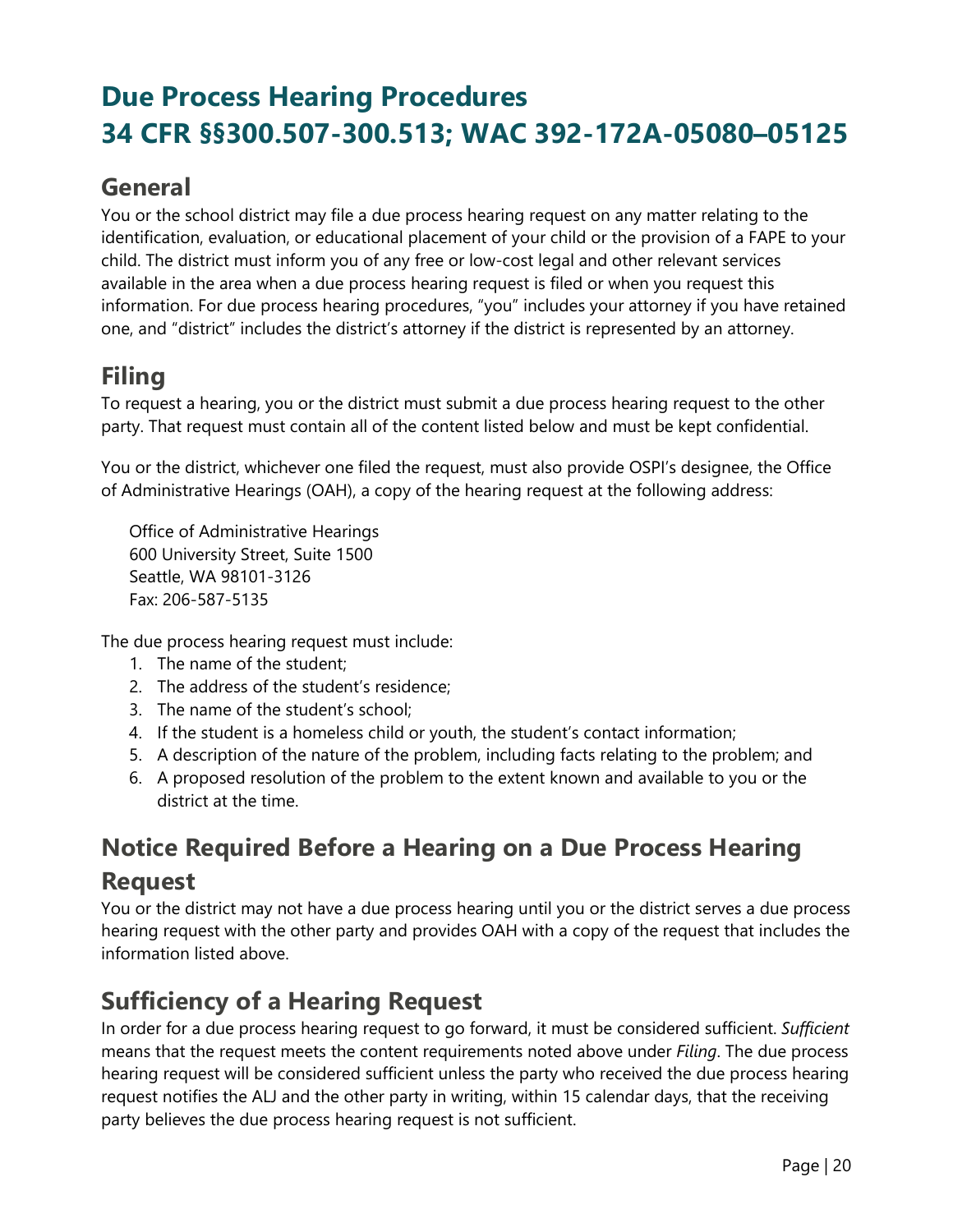# Due Process Hearing Procedures 34 CFR §§300.507-300.513; WAC 392-172A-05080–05125

## General

You or the school district may file a due process hearing request on any matter relating to the identification, evaluation, or educational placement of your child or the provision of a FAPE to your child. The district must inform you of any free or low-cost legal and other relevant services available in the area when a due process hearing request is filed or when you request this information. For due process hearing procedures, "you" includes your attorney if you have retained one, and "district" includes the district's attorney if the district is represented by an attorney.

## Filing

To request a hearing, you or the district must submit a due process hearing request to the other party. That request must contain all of the content listed below and must be kept confidential.

You or the district, whichever one filed the request, must also provide OSPI's designee, the Office of Administrative Hearings (OAH), a copy of the hearing request at the following address:

Office of Administrative Hearings
600 University Street, Suite 1500
Seattle, WA 98101-3126
Fax: 206-587-5135

The due process hearing request must include:

1. The name of the student;
2. The address of the student's residence;
3. The name of the student's school;
4. If the student is a homeless child or youth, the student's contact information;
5. A description of the nature of the problem, including facts relating to the problem; and
6. A proposed resolution of the problem to the extent known and available to you or the district at the time.

## Notice Required Before a Hearing on a Due Process Hearing Request

You or the district may not have a due process hearing until you or the district serves a due process hearing request with the other party and provides OAH with a copy of the request that includes the information listed above.

## Sufficiency of a Hearing Request

In order for a due process hearing request to go forward, it must be considered sufficient. *Sufficient* means that the request meets the content requirements noted above under *Filing*. The due process hearing request will be considered sufficient unless the party who received the due process hearing request notifies the ALJ and the other party in writing, within 15 calendar days, that the receiving party believes the due process hearing request is not sufficient.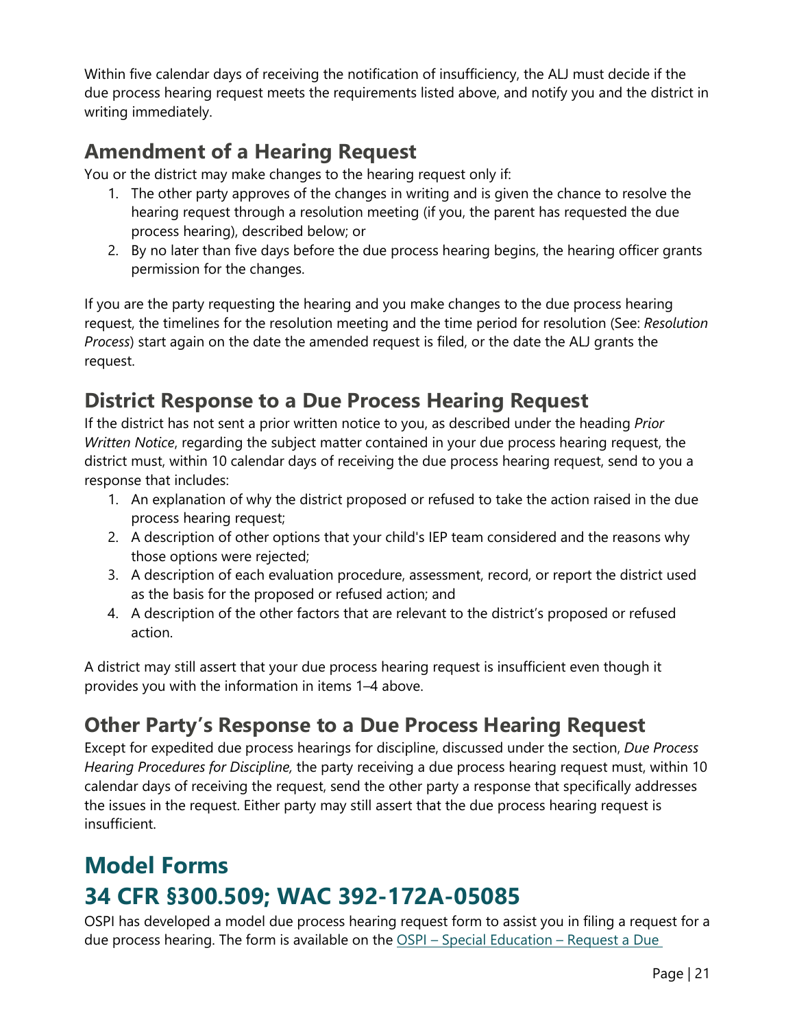Within five calendar days of receiving the notification of insufficiency, the ALJ must decide if the due process hearing request meets the requirements listed above, and notify you and the district in writing immediately.

## Amendment of a Hearing Request

You or the district may make changes to the hearing request only if:

1. The other party approves of the changes in writing and is given the chance to resolve the hearing request through a resolution meeting (if you, the parent has requested the due process hearing), described below; or
2. By no later than five days before the due process hearing begins, the hearing officer grants permission for the changes.

If you are the party requesting the hearing and you make changes to the due process hearing request, the timelines for the resolution meeting and the time period for resolution (See: *Resolution Process*) start again on the date the amended request is filed, or the date the ALJ grants the request.

## District Response to a Due Process Hearing Request

If the district has not sent a prior written notice to you, as described under the heading *Prior Written Notice*, regarding the subject matter contained in your due process hearing request, the district must, within 10 calendar days of receiving the due process hearing request, send to you a response that includes:

1. An explanation of why the district proposed or refused to take the action raised in the due process hearing request;
2. A description of other options that your child's IEP team considered and the reasons why those options were rejected;
3. A description of each evaluation procedure, assessment, record, or report the district used as the basis for the proposed or refused action; and
4. A description of the other factors that are relevant to the district's proposed or refused action.

A district may still assert that your due process hearing request is insufficient even though it provides you with the information in items 1–4 above.

## Other Party's Response to a Due Process Hearing Request

Except for expedited due process hearings for discipline, discussed under the section, *Due Process Hearing Procedures for Discipline,* the party receiving a due process hearing request must, within 10 calendar days of receiving the request, send the other party a response that specifically addresses the issues in the request. Either party may still assert that the due process hearing request is insufficient.

# Model Forms
# 34 CFR §300.509; WAC 392-172A-05085

OSPI has developed a model due process hearing request form to assist you in filing a request for a due process hearing. The form is available on the [OSPI – Special Education – Request a Due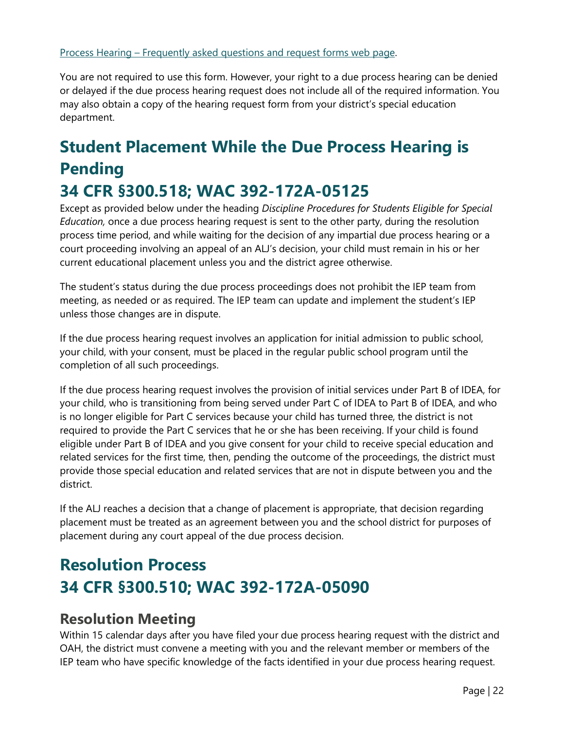[Process Hearing – Frequently asked questions and request forms web page](#).

You are not required to use this form. However, your right to a due process hearing can be denied or delayed if the due process hearing request does not include all of the required information. You may also obtain a copy of the hearing request form from your district's special education department.

# Student Placement While the Due Process Hearing is Pending 34 CFR §300.518; WAC 392-172A-05125

Except as provided below under the heading *Discipline Procedures for Students Eligible for Special Education,* once a due process hearing request is sent to the other party, during the resolution process time period, and while waiting for the decision of any impartial due process hearing or a court proceeding involving an appeal of an ALJ's decision, your child must remain in his or her current educational placement unless you and the district agree otherwise.

The student's status during the due process proceedings does not prohibit the IEP team from meeting, as needed or as required. The IEP team can update and implement the student's IEP unless those changes are in dispute.

If the due process hearing request involves an application for initial admission to public school, your child, with your consent, must be placed in the regular public school program until the completion of all such proceedings.

If the due process hearing request involves the provision of initial services under Part B of IDEA, for your child, who is transitioning from being served under Part C of IDEA to Part B of IDEA, and who is no longer eligible for Part C services because your child has turned three, the district is not required to provide the Part C services that he or she has been receiving. If your child is found eligible under Part B of IDEA and you give consent for your child to receive special education and related services for the first time, then, pending the outcome of the proceedings, the district must provide those special education and related services that are not in dispute between you and the district.

If the ALJ reaches a decision that a change of placement is appropriate, that decision regarding placement must be treated as an agreement between you and the school district for purposes of placement during any court appeal of the due process decision.

# Resolution Process 34 CFR §300.510; WAC 392-172A-05090

## Resolution Meeting

Within 15 calendar days after you have filed your due process hearing request with the district and OAH, the district must convene a meeting with you and the relevant member or members of the IEP team who have specific knowledge of the facts identified in your due process hearing request.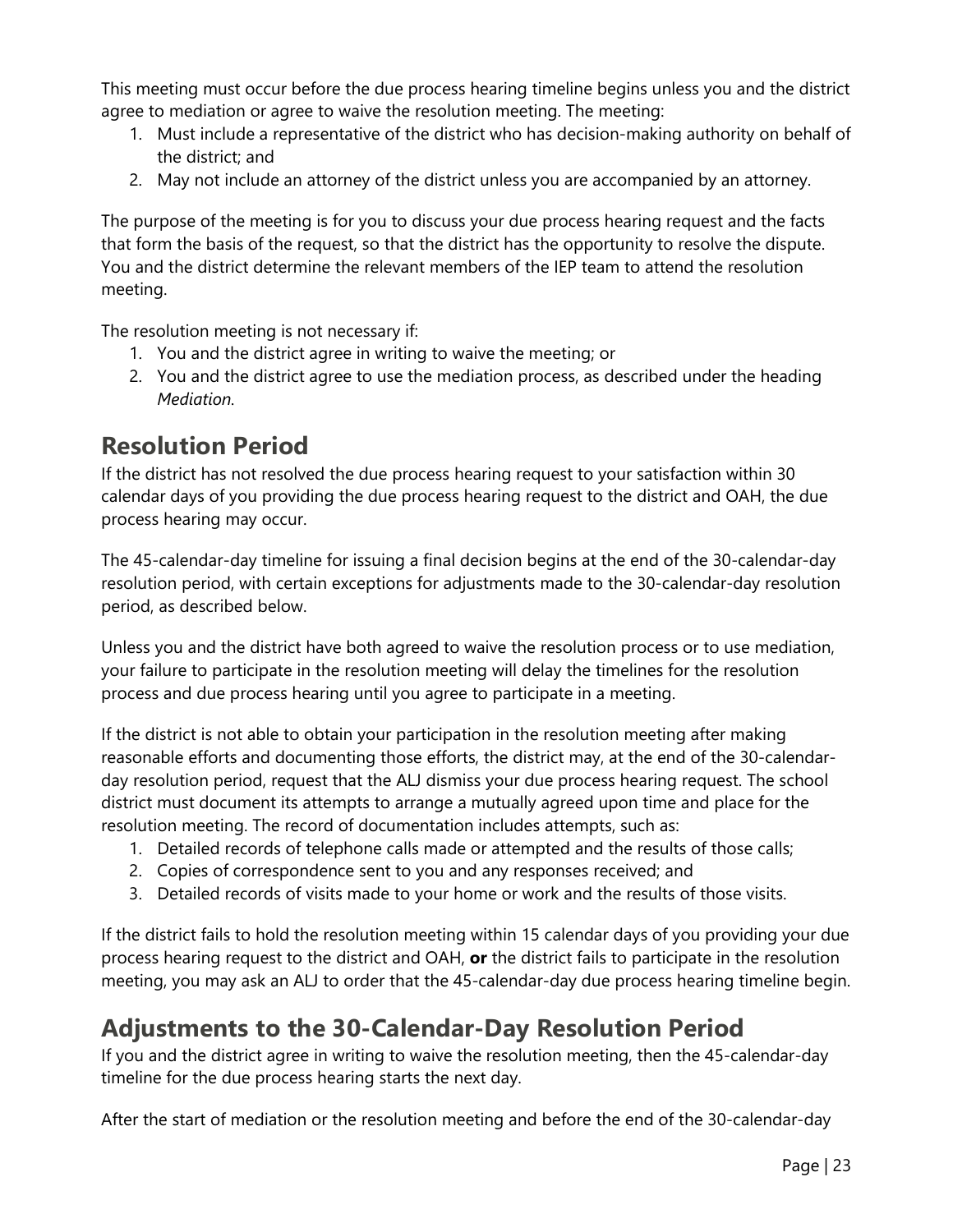This meeting must occur before the due process hearing timeline begins unless you and the district agree to mediation or agree to waive the resolution meeting. The meeting:

1. Must include a representative of the district who has decision-making authority on behalf of the district; and
2. May not include an attorney of the district unless you are accompanied by an attorney.

The purpose of the meeting is for you to discuss your due process hearing request and the facts that form the basis of the request, so that the district has the opportunity to resolve the dispute. You and the district determine the relevant members of the IEP team to attend the resolution meeting.

The resolution meeting is not necessary if:

1. You and the district agree in writing to waive the meeting; or
2. You and the district agree to use the mediation process, as described under the heading *Mediation*.

## Resolution Period

If the district has not resolved the due process hearing request to your satisfaction within 30 calendar days of you providing the due process hearing request to the district and OAH, the due process hearing may occur.

The 45-calendar-day timeline for issuing a final decision begins at the end of the 30-calendar-day resolution period, with certain exceptions for adjustments made to the 30-calendar-day resolution period, as described below.

Unless you and the district have both agreed to waive the resolution process or to use mediation, your failure to participate in the resolution meeting will delay the timelines for the resolution process and due process hearing until you agree to participate in a meeting.

If the district is not able to obtain your participation in the resolution meeting after making reasonable efforts and documenting those efforts, the district may, at the end of the 30-calendar-day resolution period, request that the ALJ dismiss your due process hearing request. The school district must document its attempts to arrange a mutually agreed upon time and place for the resolution meeting. The record of documentation includes attempts, such as:

1. Detailed records of telephone calls made or attempted and the results of those calls;
2. Copies of correspondence sent to you and any responses received; and
3. Detailed records of visits made to your home or work and the results of those visits.

If the district fails to hold the resolution meeting within 15 calendar days of you providing your due process hearing request to the district and OAH, **or** the district fails to participate in the resolution meeting, you may ask an ALJ to order that the 45-calendar-day due process hearing timeline begin.

## Adjustments to the 30-Calendar-Day Resolution Period

If you and the district agree in writing to waive the resolution meeting, then the 45-calendar-day timeline for the due process hearing starts the next day.

After the start of mediation or the resolution meeting and before the end of the 30-calendar-day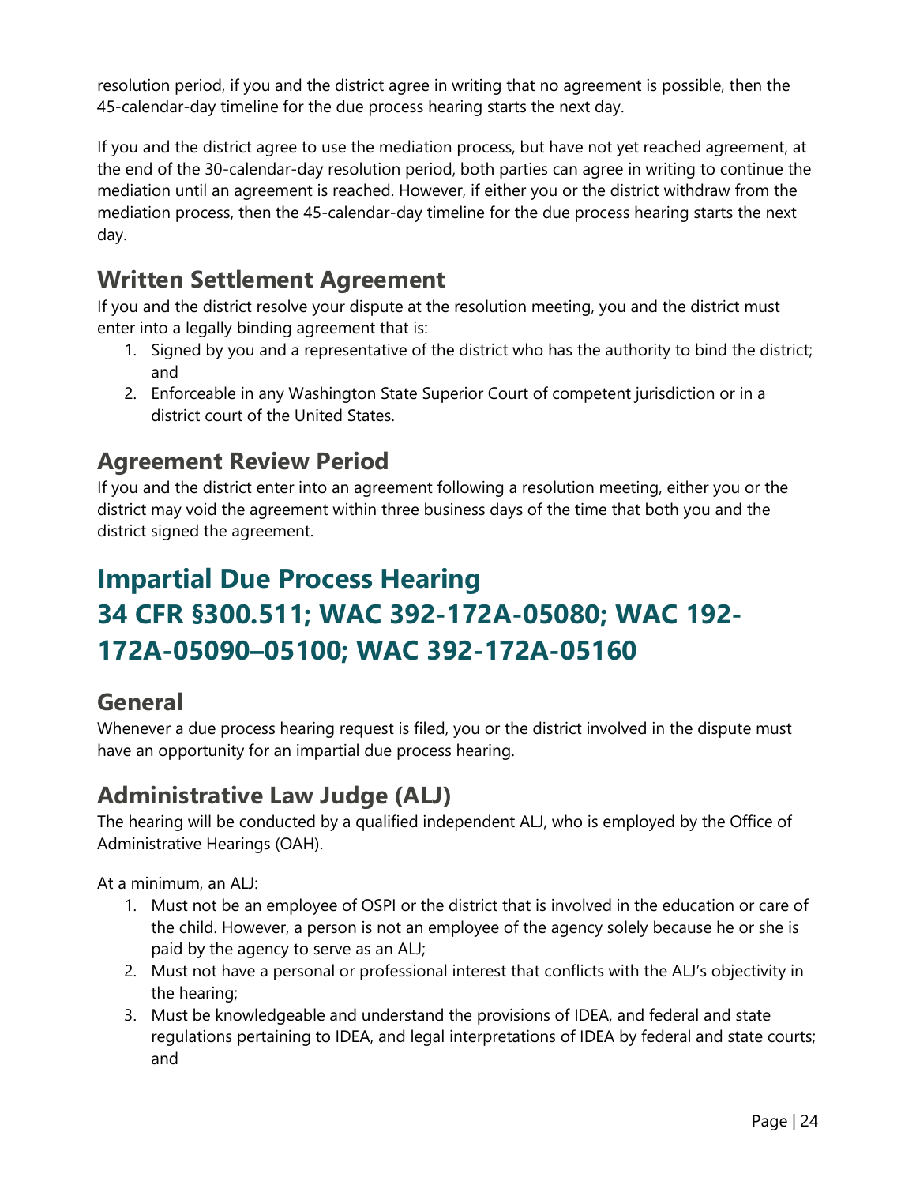resolution period, if you and the district agree in writing that no agreement is possible, then the 45-calendar-day timeline for the due process hearing starts the next day.

If you and the district agree to use the mediation process, but have not yet reached agreement, at the end of the 30-calendar-day resolution period, both parties can agree in writing to continue the mediation until an agreement is reached. However, if either you or the district withdraw from the mediation process, then the 45-calendar-day timeline for the due process hearing starts the next day.

## Written Settlement Agreement

If you and the district resolve your dispute at the resolution meeting, you and the district must enter into a legally binding agreement that is:

1. Signed by you and a representative of the district who has the authority to bind the district; and
2. Enforceable in any Washington State Superior Court of competent jurisdiction or in a district court of the United States.

## Agreement Review Period

If you and the district enter into an agreement following a resolution meeting, either you or the district may void the agreement within three business days of the time that both you and the district signed the agreement.

# Impartial Due Process Hearing 34 CFR §300.511; WAC 392-172A-05080; WAC 192-172A-05090–05100; WAC 392-172A-05160

## General

Whenever a due process hearing request is filed, you or the district involved in the dispute must have an opportunity for an impartial due process hearing.

## Administrative Law Judge (ALJ)

The hearing will be conducted by a qualified independent ALJ, who is employed by the Office of Administrative Hearings (OAH).

At a minimum, an ALJ:

1. Must not be an employee of OSPI or the district that is involved in the education or care of the child. However, a person is not an employee of the agency solely because he or she is paid by the agency to serve as an ALJ;
2. Must not have a personal or professional interest that conflicts with the ALJ's objectivity in the hearing;
3. Must be knowledgeable and understand the provisions of IDEA, and federal and state regulations pertaining to IDEA, and legal interpretations of IDEA by federal and state courts; and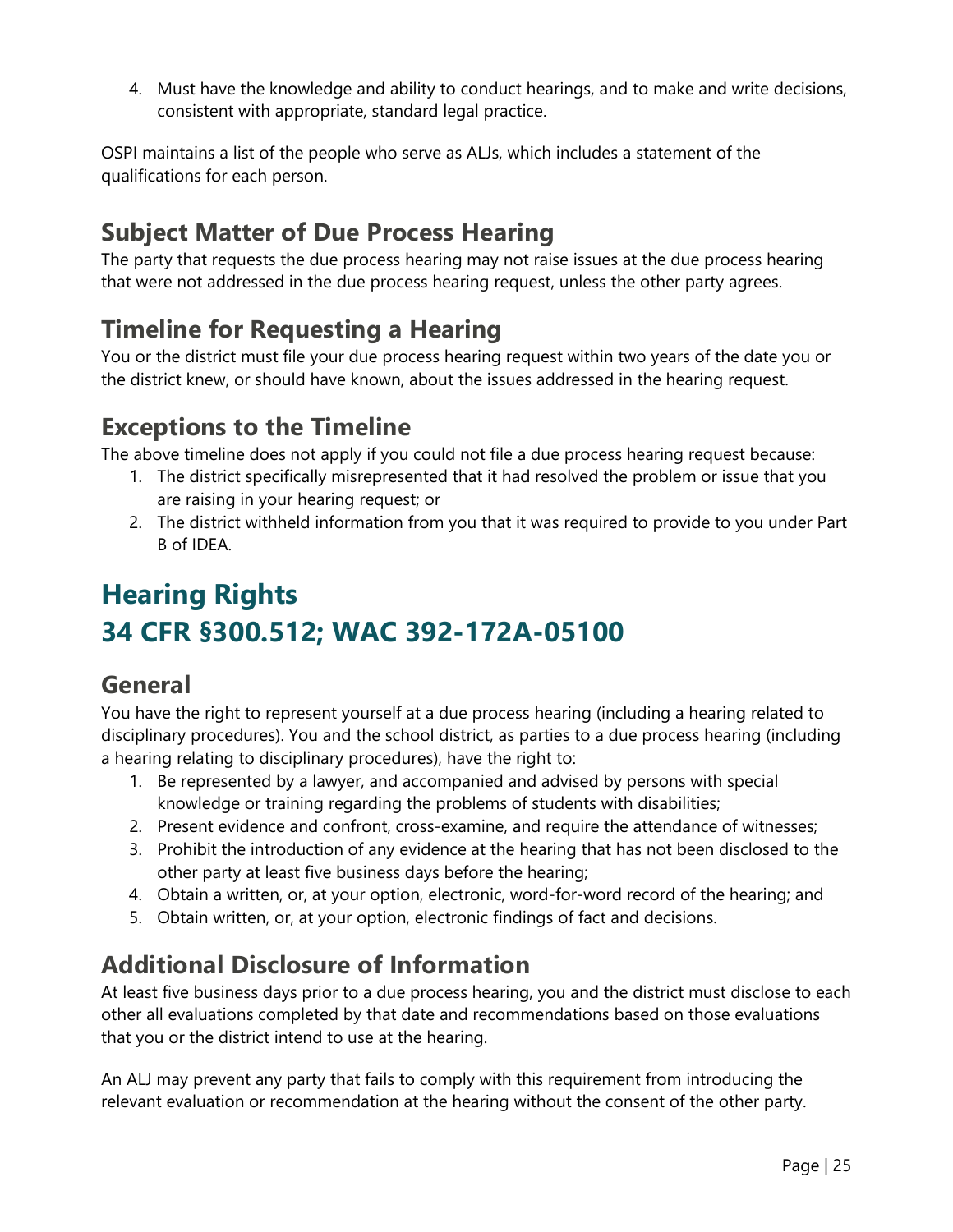4. Must have the knowledge and ability to conduct hearings, and to make and write decisions, consistent with appropriate, standard legal practice.

OSPI maintains a list of the people who serve as ALJs, which includes a statement of the qualifications for each person.

### Subject Matter of Due Process Hearing

The party that requests the due process hearing may not raise issues at the due process hearing that were not addressed in the due process hearing request, unless the other party agrees.

### Timeline for Requesting a Hearing

You or the district must file your due process hearing request within two years of the date you or the district knew, or should have known, about the issues addressed in the hearing request.

### Exceptions to the Timeline

The above timeline does not apply if you could not file a due process hearing request because:

1. The district specifically misrepresented that it had resolved the problem or issue that you are raising in your hearing request; or
2. The district withheld information from you that it was required to provide to you under Part B of IDEA.

## Hearing Rights
## 34 CFR §300.512; WAC 392-172A-05100

### General

You have the right to represent yourself at a due process hearing (including a hearing related to disciplinary procedures). You and the school district, as parties to a due process hearing (including a hearing relating to disciplinary procedures), have the right to:

1. Be represented by a lawyer, and accompanied and advised by persons with special knowledge or training regarding the problems of students with disabilities;
2. Present evidence and confront, cross-examine, and require the attendance of witnesses;
3. Prohibit the introduction of any evidence at the hearing that has not been disclosed to the other party at least five business days before the hearing;
4. Obtain a written, or, at your option, electronic, word-for-word record of the hearing; and
5. Obtain written, or, at your option, electronic findings of fact and decisions.

### Additional Disclosure of Information

At least five business days prior to a due process hearing, you and the district must disclose to each other all evaluations completed by that date and recommendations based on those evaluations that you or the district intend to use at the hearing.

An ALJ may prevent any party that fails to comply with this requirement from introducing the relevant evaluation or recommendation at the hearing without the consent of the other party.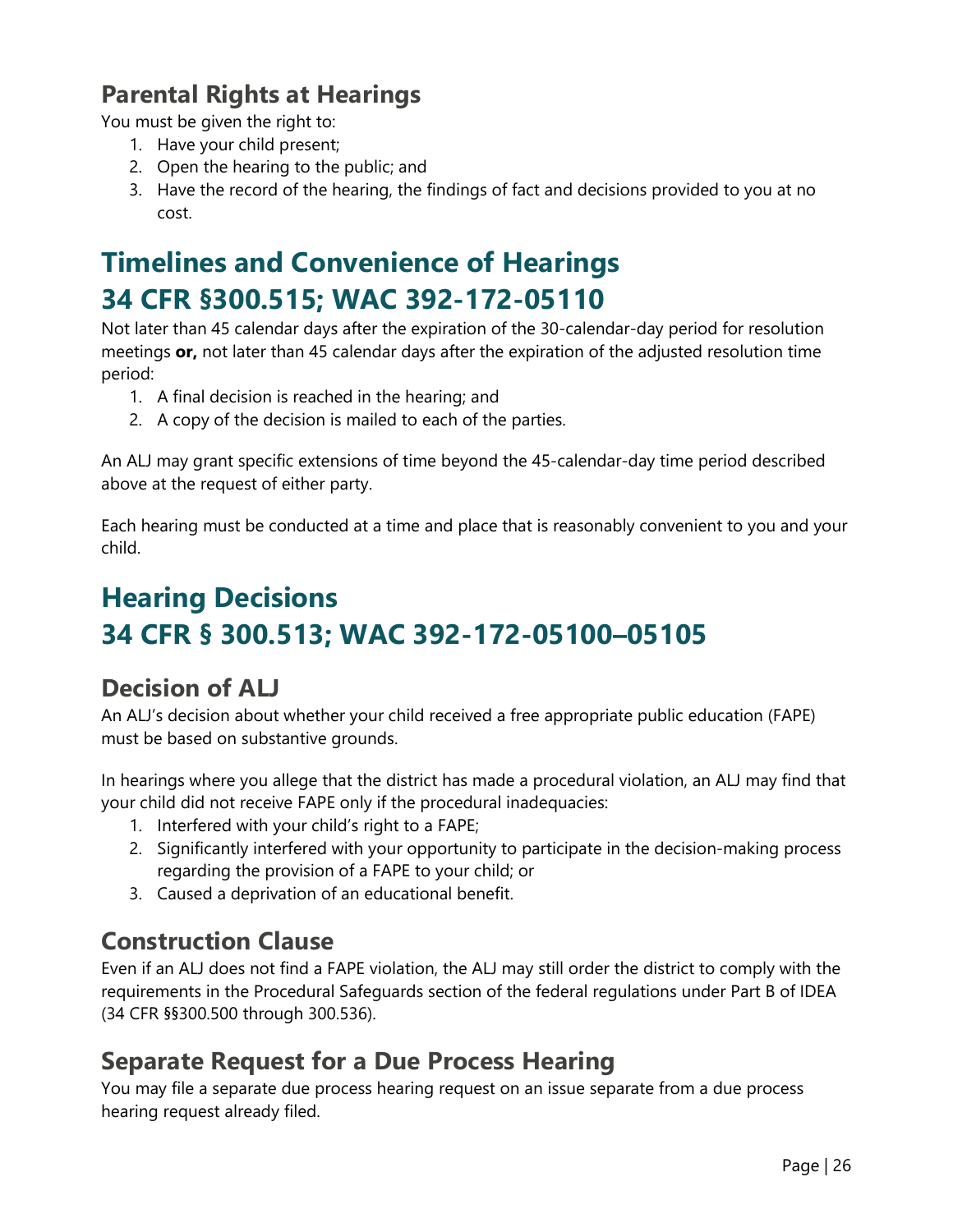### Parental Rights at Hearings

You must be given the right to:

1. Have your child present;
2. Open the hearing to the public; and
3. Have the record of the hearing, the findings of fact and decisions provided to you at no cost.

## Timelines and Convenience of Hearings 34 CFR §300.515; WAC 392-172-05110

Not later than 45 calendar days after the expiration of the 30-calendar-day period for resolution meetings **or,** not later than 45 calendar days after the expiration of the adjusted resolution time period:

1. A final decision is reached in the hearing; and
2. A copy of the decision is mailed to each of the parties.

An ALJ may grant specific extensions of time beyond the 45-calendar-day time period described above at the request of either party.

Each hearing must be conducted at a time and place that is reasonably convenient to you and your child.

## Hearing Decisions 34 CFR § 300.513; WAC 392-172-05100–05105

### Decision of ALJ

An ALJ's decision about whether your child received a free appropriate public education (FAPE) must be based on substantive grounds.

In hearings where you allege that the district has made a procedural violation, an ALJ may find that your child did not receive FAPE only if the procedural inadequacies:

1. Interfered with your child's right to a FAPE;
2. Significantly interfered with your opportunity to participate in the decision-making process regarding the provision of a FAPE to your child; or
3. Caused a deprivation of an educational benefit.

### Construction Clause

Even if an ALJ does not find a FAPE violation, the ALJ may still order the district to comply with the requirements in the Procedural Safeguards section of the federal regulations under Part B of IDEA (34 CFR §§300.500 through 300.536).

### Separate Request for a Due Process Hearing

You may file a separate due process hearing request on an issue separate from a due process hearing request already filed.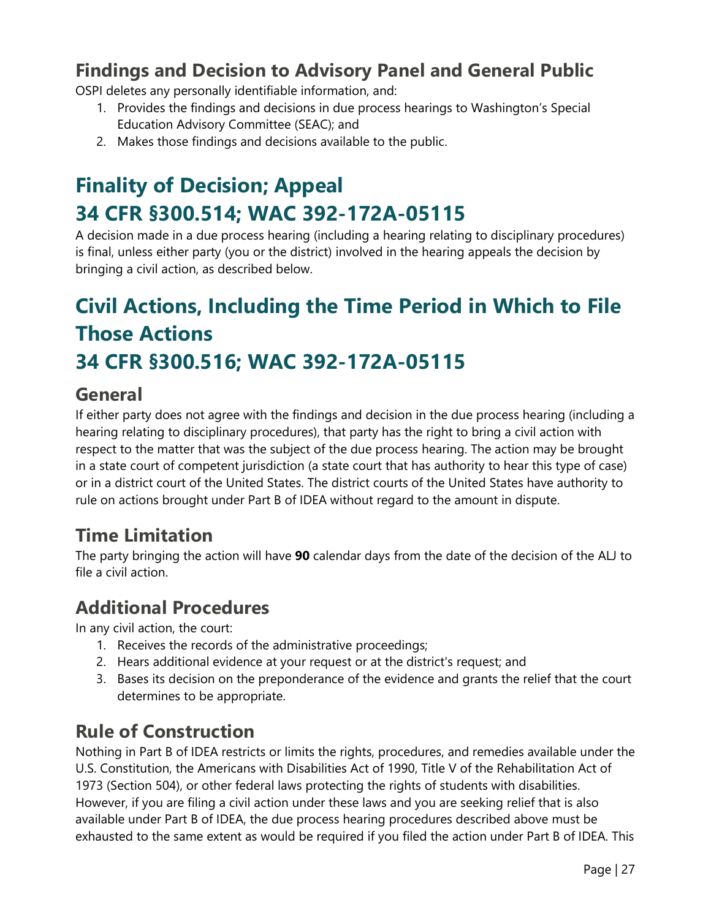## Findings and Decision to Advisory Panel and General Public

OSPI deletes any personally identifiable information, and:

1. Provides the findings and decisions in due process hearings to Washington's Special Education Advisory Committee (SEAC); and
2. Makes those findings and decisions available to the public.

# Finality of Decision; Appeal 34 CFR §300.514; WAC 392-172A-05115

A decision made in a due process hearing (including a hearing relating to disciplinary procedures) is final, unless either party (you or the district) involved in the hearing appeals the decision by bringing a civil action, as described below.

# Civil Actions, Including the Time Period in Which to File Those Actions 34 CFR §300.516; WAC 392-172A-05115

## General

If either party does not agree with the findings and decision in the due process hearing (including a hearing relating to disciplinary procedures), that party has the right to bring a civil action with respect to the matter that was the subject of the due process hearing. The action may be brought in a state court of competent jurisdiction (a state court that has authority to hear this type of case) or in a district court of the United States. The district courts of the United States have authority to rule on actions brought under Part B of IDEA without regard to the amount in dispute.

## Time Limitation

The party bringing the action will have **90** calendar days from the date of the decision of the ALJ to file a civil action.

## Additional Procedures

In any civil action, the court:

1. Receives the records of the administrative proceedings;
2. Hears additional evidence at your request or at the district's request; and
3. Bases its decision on the preponderance of the evidence and grants the relief that the court determines to be appropriate.

## Rule of Construction

Nothing in Part B of IDEA restricts or limits the rights, procedures, and remedies available under the U.S. Constitution, the Americans with Disabilities Act of 1990, Title V of the Rehabilitation Act of 1973 (Section 504), or other federal laws protecting the rights of students with disabilities. However, if you are filing a civil action under these laws and you are seeking relief that is also available under Part B of IDEA, the due process hearing procedures described above must be exhausted to the same extent as would be required if you filed the action under Part B of IDEA. This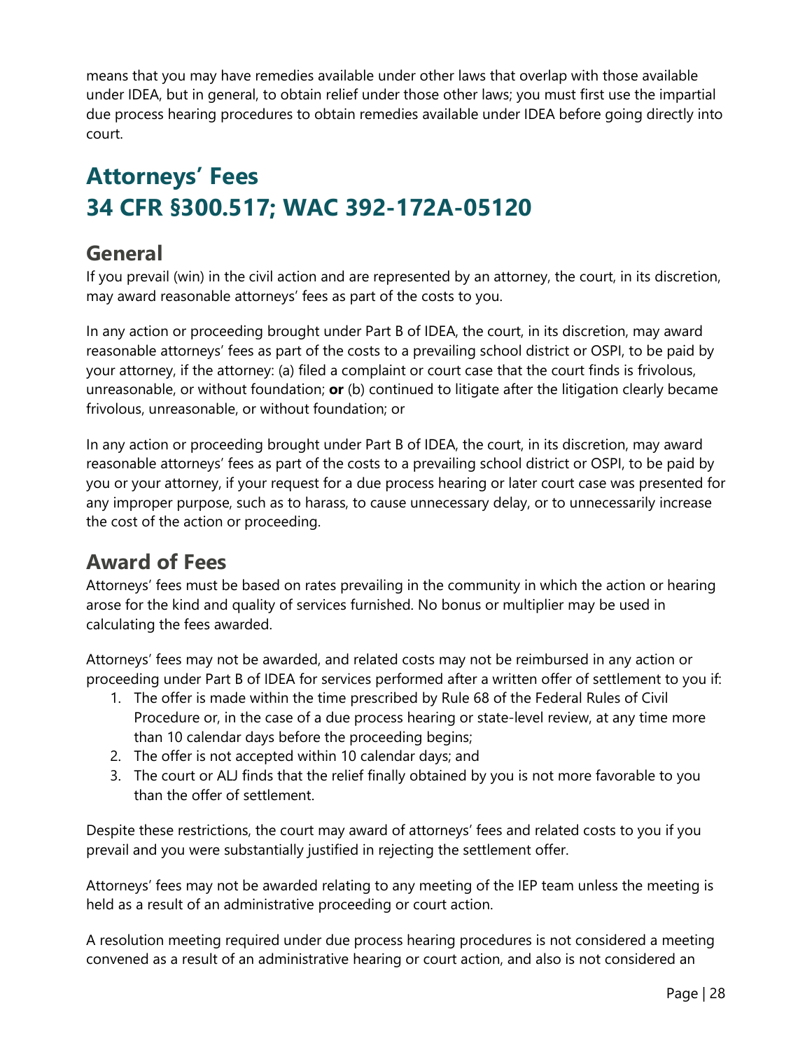means that you may have remedies available under other laws that overlap with those available under IDEA, but in general, to obtain relief under those other laws; you must first use the impartial due process hearing procedures to obtain remedies available under IDEA before going directly into court.

# Attorneys' Fees
# 34 CFR §300.517; WAC 392-172A-05120

## General

If you prevail (win) in the civil action and are represented by an attorney, the court, in its discretion, may award reasonable attorneys' fees as part of the costs to you.

In any action or proceeding brought under Part B of IDEA, the court, in its discretion, may award reasonable attorneys' fees as part of the costs to a prevailing school district or OSPI, to be paid by your attorney, if the attorney: (a) filed a complaint or court case that the court finds is frivolous, unreasonable, or without foundation; **or** (b) continued to litigate after the litigation clearly became frivolous, unreasonable, or without foundation; or

In any action or proceeding brought under Part B of IDEA, the court, in its discretion, may award reasonable attorneys' fees as part of the costs to a prevailing school district or OSPI, to be paid by you or your attorney, if your request for a due process hearing or later court case was presented for any improper purpose, such as to harass, to cause unnecessary delay, or to unnecessarily increase the cost of the action or proceeding.

## Award of Fees

Attorneys' fees must be based on rates prevailing in the community in which the action or hearing arose for the kind and quality of services furnished. No bonus or multiplier may be used in calculating the fees awarded.

Attorneys' fees may not be awarded, and related costs may not be reimbursed in any action or proceeding under Part B of IDEA for services performed after a written offer of settlement to you if:

1. The offer is made within the time prescribed by Rule 68 of the Federal Rules of Civil Procedure or, in the case of a due process hearing or state-level review, at any time more than 10 calendar days before the proceeding begins;
2. The offer is not accepted within 10 calendar days; and
3. The court or ALJ finds that the relief finally obtained by you is not more favorable to you than the offer of settlement.

Despite these restrictions, the court may award of attorneys' fees and related costs to you if you prevail and you were substantially justified in rejecting the settlement offer.

Attorneys' fees may not be awarded relating to any meeting of the IEP team unless the meeting is held as a result of an administrative proceeding or court action.

A resolution meeting required under due process hearing procedures is not considered a meeting convened as a result of an administrative hearing or court action, and also is not considered an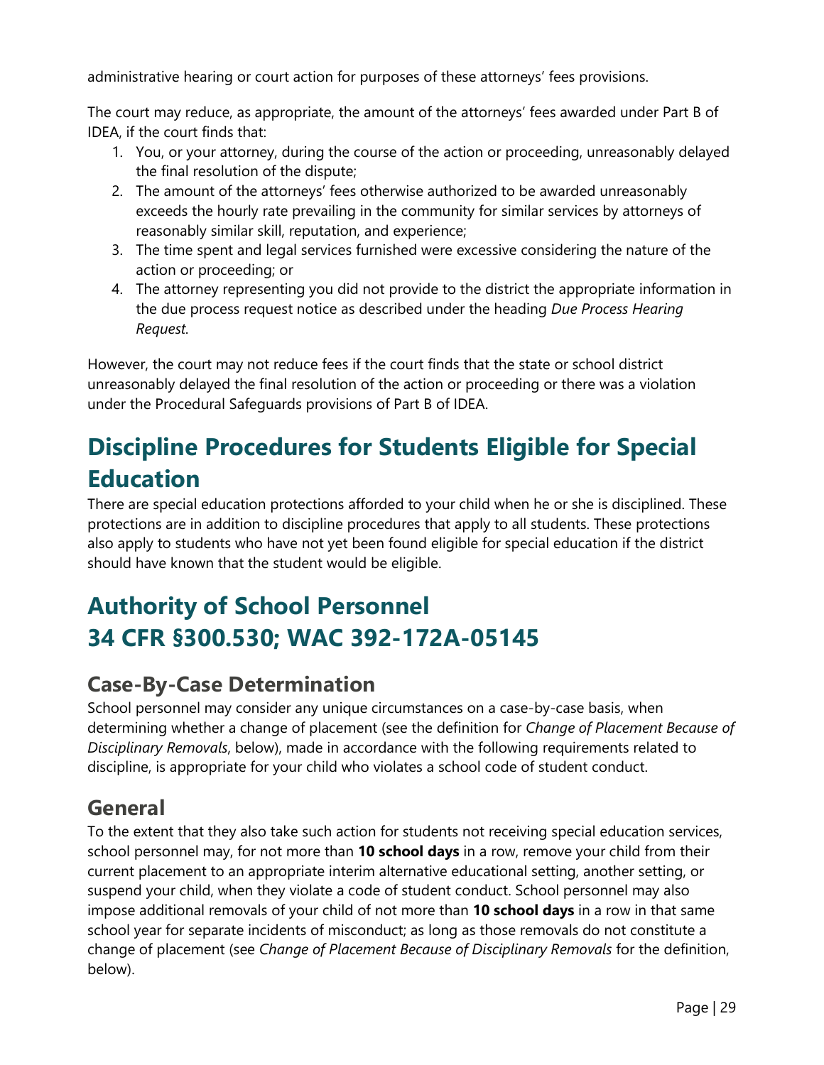administrative hearing or court action for purposes of these attorneys' fees provisions.

The court may reduce, as appropriate, the amount of the attorneys' fees awarded under Part B of IDEA, if the court finds that:

1. You, or your attorney, during the course of the action or proceeding, unreasonably delayed the final resolution of the dispute;
2. The amount of the attorneys' fees otherwise authorized to be awarded unreasonably exceeds the hourly rate prevailing in the community for similar services by attorneys of reasonably similar skill, reputation, and experience;
3. The time spent and legal services furnished were excessive considering the nature of the action or proceeding; or
4. The attorney representing you did not provide to the district the appropriate information in the due process request notice as described under the heading *Due Process Hearing Request*.

However, the court may not reduce fees if the court finds that the state or school district unreasonably delayed the final resolution of the action or proceeding or there was a violation under the Procedural Safeguards provisions of Part B of IDEA.

# Discipline Procedures for Students Eligible for Special Education

There are special education protections afforded to your child when he or she is disciplined. These protections are in addition to discipline procedures that apply to all students. These protections also apply to students who have not yet been found eligible for special education if the district should have known that the student would be eligible.

# Authority of School Personnel 34 CFR §300.530; WAC 392-172A-05145

## Case-By-Case Determination

School personnel may consider any unique circumstances on a case-by-case basis, when determining whether a change of placement (see the definition for *Change of Placement Because of Disciplinary Removals*, below), made in accordance with the following requirements related to discipline, is appropriate for your child who violates a school code of student conduct.

## General

To the extent that they also take such action for students not receiving special education services, school personnel may, for not more than **10 school days** in a row, remove your child from their current placement to an appropriate interim alternative educational setting, another setting, or suspend your child, when they violate a code of student conduct. School personnel may also impose additional removals of your child of not more than **10 school days** in a row in that same school year for separate incidents of misconduct; as long as those removals do not constitute a change of placement (see *Change of Placement Because of Disciplinary Removals* for the definition, below).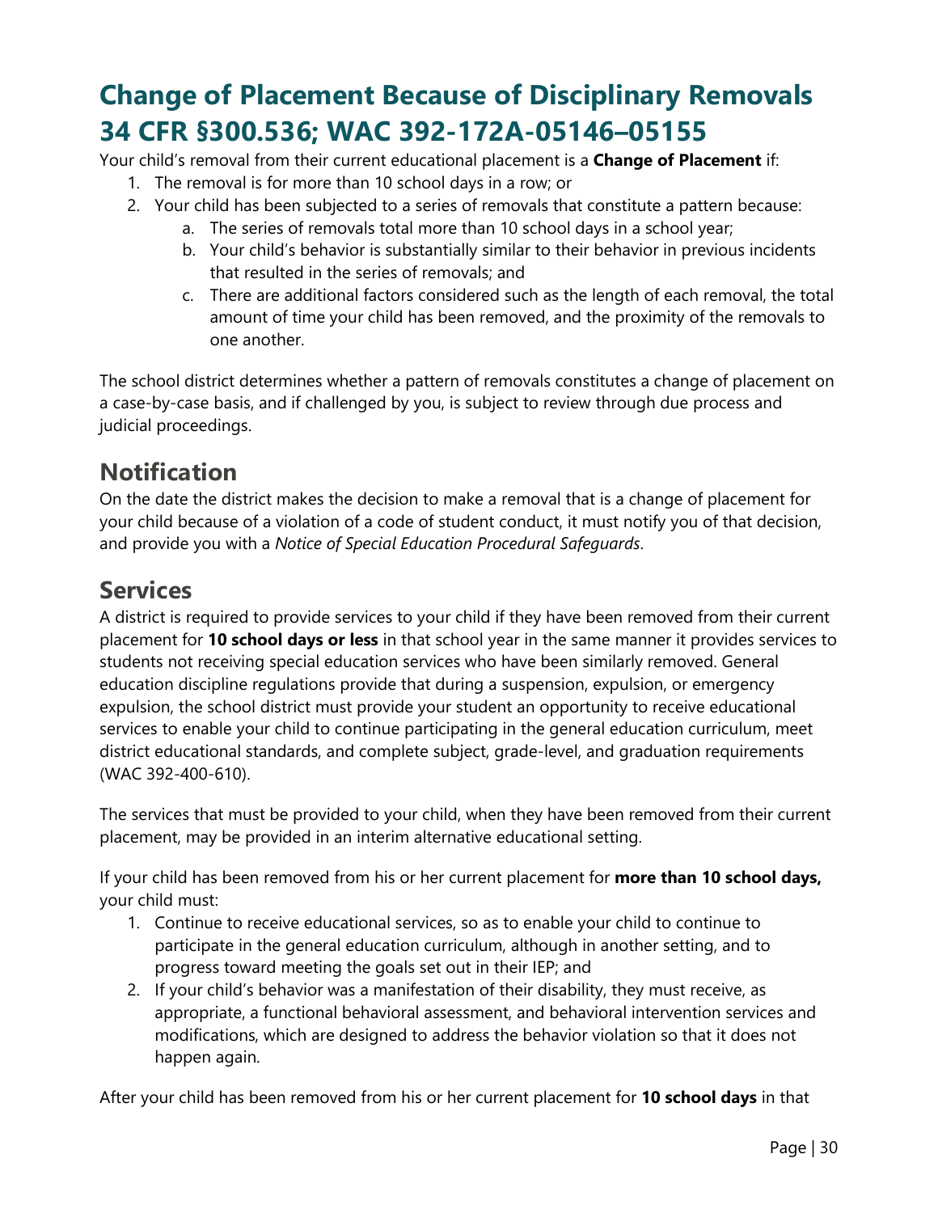# Change of Placement Because of Disciplinary Removals 34 CFR §300.536; WAC 392-172A-05146–05155

Your child's removal from their current educational placement is a **Change of Placement** if:

1. The removal is for more than 10 school days in a row; or
2. Your child has been subjected to a series of removals that constitute a pattern because:
    a. The series of removals total more than 10 school days in a school year;
    b. Your child's behavior is substantially similar to their behavior in previous incidents that resulted in the series of removals; and
    c. There are additional factors considered such as the length of each removal, the total amount of time your child has been removed, and the proximity of the removals to one another.

The school district determines whether a pattern of removals constitutes a change of placement on a case-by-case basis, and if challenged by you, is subject to review through due process and judicial proceedings.

## Notification

On the date the district makes the decision to make a removal that is a change of placement for your child because of a violation of a code of student conduct, it must notify you of that decision, and provide you with a *Notice of Special Education Procedural Safeguards*.

## Services

A district is required to provide services to your child if they have been removed from their current placement for **10 school days or less** in that school year in the same manner it provides services to students not receiving special education services who have been similarly removed. General education discipline regulations provide that during a suspension, expulsion, or emergency expulsion, the school district must provide your student an opportunity to receive educational services to enable your child to continue participating in the general education curriculum, meet district educational standards, and complete subject, grade-level, and graduation requirements (WAC 392-400-610).

The services that must be provided to your child, when they have been removed from their current placement, may be provided in an interim alternative educational setting.

If your child has been removed from his or her current placement for **more than 10 school days,** your child must:

1. Continue to receive educational services, so as to enable your child to continue to participate in the general education curriculum, although in another setting, and to progress toward meeting the goals set out in their IEP; and
2. If your child's behavior was a manifestation of their disability, they must receive, as appropriate, a functional behavioral assessment, and behavioral intervention services and modifications, which are designed to address the behavior violation so that it does not happen again.

After your child has been removed from his or her current placement for **10 school days** in that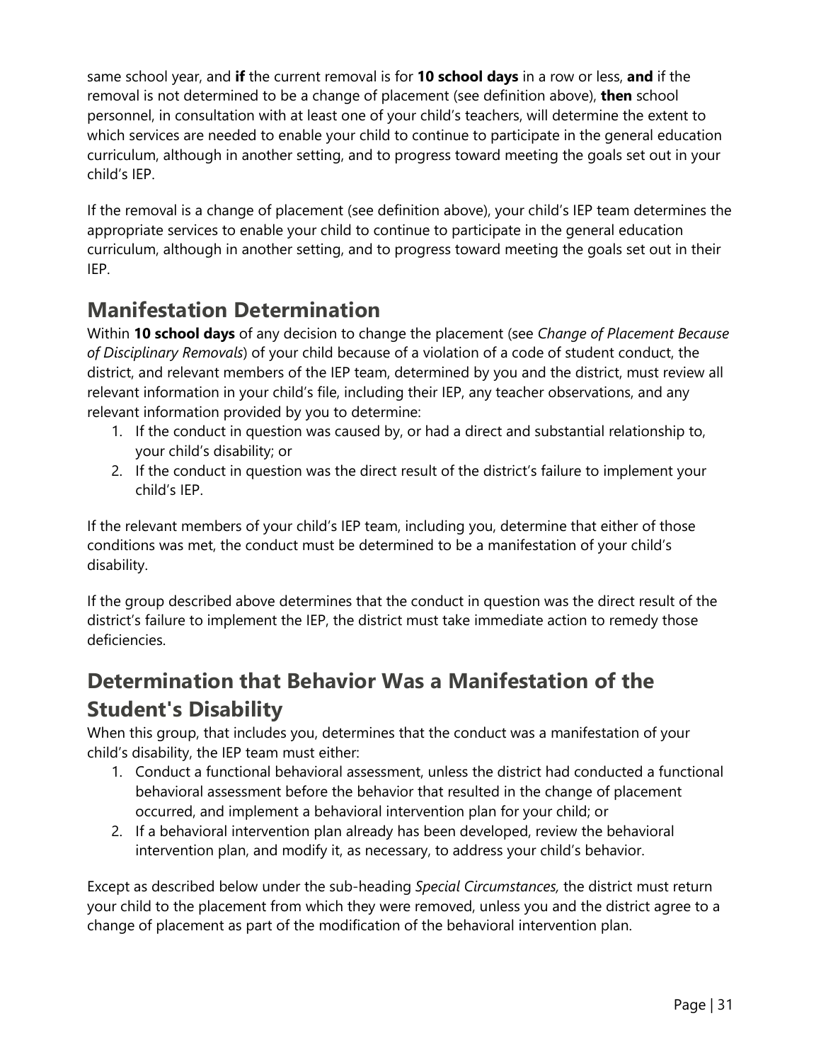same school year, and **if** the current removal is for **10 school days** in a row or less, **and** if the removal is not determined to be a change of placement (see definition above), **then** school personnel, in consultation with at least one of your child's teachers, will determine the extent to which services are needed to enable your child to continue to participate in the general education curriculum, although in another setting, and to progress toward meeting the goals set out in your child's IEP.

If the removal is a change of placement (see definition above), your child's IEP team determines the appropriate services to enable your child to continue to participate in the general education curriculum, although in another setting, and to progress toward meeting the goals set out in their IEP.

## Manifestation Determination

Within **10 school days** of any decision to change the placement (see *Change of Placement Because of Disciplinary Removals*) of your child because of a violation of a code of student conduct, the district, and relevant members of the IEP team, determined by you and the district, must review all relevant information in your child's file, including their IEP, any teacher observations, and any relevant information provided by you to determine:

1. If the conduct in question was caused by, or had a direct and substantial relationship to, your child's disability; or
2. If the conduct in question was the direct result of the district's failure to implement your child's IEP.

If the relevant members of your child's IEP team, including you, determine that either of those conditions was met, the conduct must be determined to be a manifestation of your child's disability.

If the group described above determines that the conduct in question was the direct result of the district's failure to implement the IEP, the district must take immediate action to remedy those deficiencies.

## Determination that Behavior Was a Manifestation of the Student's Disability

When this group, that includes you, determines that the conduct was a manifestation of your child's disability, the IEP team must either:

1. Conduct a functional behavioral assessment, unless the district had conducted a functional behavioral assessment before the behavior that resulted in the change of placement occurred, and implement a behavioral intervention plan for your child; or
2. If a behavioral intervention plan already has been developed, review the behavioral intervention plan, and modify it, as necessary, to address your child's behavior.

Except as described below under the sub-heading *Special Circumstances,* the district must return your child to the placement from which they were removed, unless you and the district agree to a change of placement as part of the modification of the behavioral intervention plan.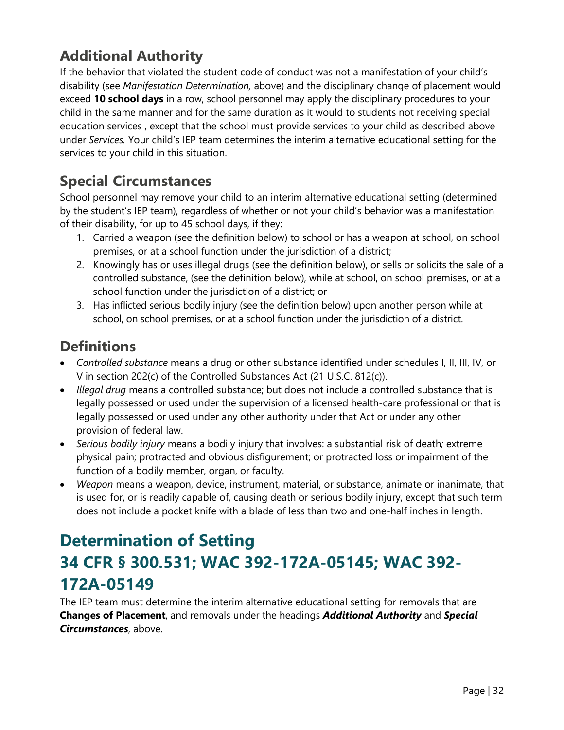## Additional Authority

If the behavior that violated the student code of conduct was not a manifestation of your child's disability (see *Manifestation Determination*, above) and the disciplinary change of placement would exceed **10 school days** in a row, school personnel may apply the disciplinary procedures to your child in the same manner and for the same duration as it would to students not receiving special education services , except that the school must provide services to your child as described above under *Services*. Your child's IEP team determines the interim alternative educational setting for the services to your child in this situation.

## Special Circumstances

School personnel may remove your child to an interim alternative educational setting (determined by the student's IEP team), regardless of whether or not your child's behavior was a manifestation of their disability, for up to 45 school days, if they:

1. Carried a weapon (see the definition below) to school or has a weapon at school, on school premises, or at a school function under the jurisdiction of a district;
2. Knowingly has or uses illegal drugs (see the definition below), or sells or solicits the sale of a controlled substance, (see the definition below), while at school, on school premises, or at a school function under the jurisdiction of a district; or
3. Has inflicted serious bodily injury (see the definition below) upon another person while at school, on school premises, or at a school function under the jurisdiction of a district.

## Definitions

- *Controlled substance* means a drug or other substance identified under schedules I, II, III, IV, or V in section 202(c) of the Controlled Substances Act (21 U.S.C. 812(c)).
- *Illegal drug* means a controlled substance; but does not include a controlled substance that is legally possessed or used under the supervision of a licensed health-care professional or that is legally possessed or used under any other authority under that Act or under any other provision of federal law.
- *Serious bodily injury* means a bodily injury that involves: a substantial risk of death*;* extreme physical pain; protracted and obvious disfigurement; or protracted loss or impairment of the function of a bodily member, organ, or faculty.
- *Weapon* means a weapon, device, instrument, material, or substance, animate or inanimate, that is used for, or is readily capable of, causing death or serious bodily injury, except that such term does not include a pocket knife with a blade of less than two and one-half inches in length.

# Determination of Setting
# 34 CFR § 300.531; WAC 392-172A-05145; WAC 392-172A-05149

The IEP team must determine the interim alternative educational setting for removals that are **Changes of Placement**, and removals under the headings ***Additional Authority*** and ***Special Circumstances***, above.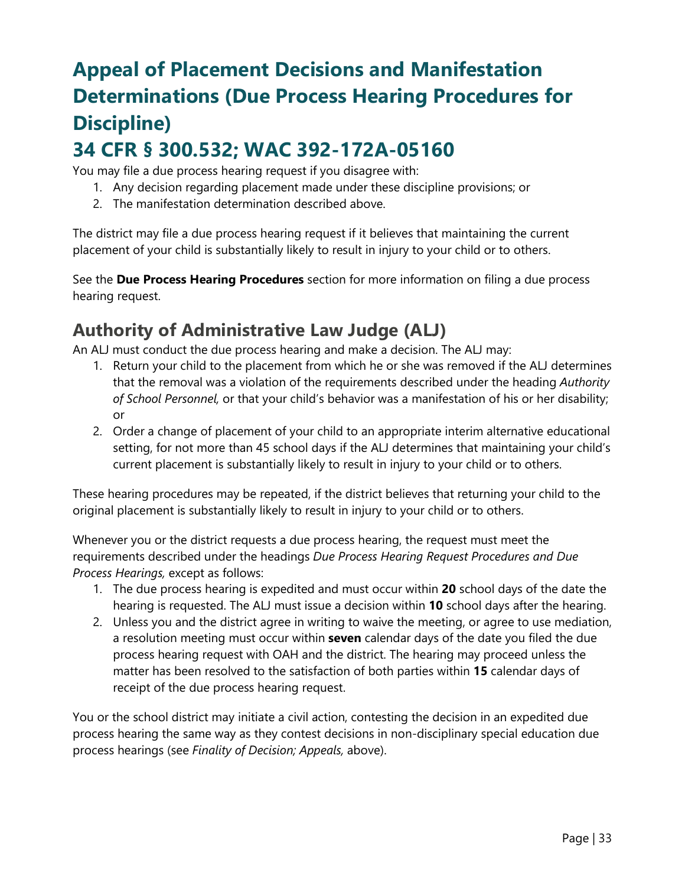# Appeal of Placement Decisions and Manifestation Determinations (Due Process Hearing Procedures for Discipline)

# 34 CFR § 300.532; WAC 392-172A-05160

You may file a due process hearing request if you disagree with:

1. Any decision regarding placement made under these discipline provisions; or
2. The manifestation determination described above.

The district may file a due process hearing request if it believes that maintaining the current placement of your child is substantially likely to result in injury to your child or to others.

See the **Due Process Hearing Procedures** section for more information on filing a due process hearing request.

## Authority of Administrative Law Judge (ALJ)

An ALJ must conduct the due process hearing and make a decision. The ALJ may:

1. Return your child to the placement from which he or she was removed if the ALJ determines that the removal was a violation of the requirements described under the heading *Authority of School Personnel,* or that your child's behavior was a manifestation of his or her disability; or
2. Order a change of placement of your child to an appropriate interim alternative educational setting, for not more than 45 school days if the ALJ determines that maintaining your child's current placement is substantially likely to result in injury to your child or to others.

These hearing procedures may be repeated, if the district believes that returning your child to the original placement is substantially likely to result in injury to your child or to others.

Whenever you or the district requests a due process hearing, the request must meet the requirements described under the headings *Due Process Hearing Request Procedures and Due Process Hearings,* except as follows:

1. The due process hearing is expedited and must occur within **20** school days of the date the hearing is requested. The ALJ must issue a decision within **10** school days after the hearing.
2. Unless you and the district agree in writing to waive the meeting, or agree to use mediation, a resolution meeting must occur within **seven** calendar days of the date you filed the due process hearing request with OAH and the district. The hearing may proceed unless the matter has been resolved to the satisfaction of both parties within **15** calendar days of receipt of the due process hearing request.

You or the school district may initiate a civil action, contesting the decision in an expedited due process hearing the same way as they contest decisions in non-disciplinary special education due process hearings (see *Finality of Decision; Appeals,* above).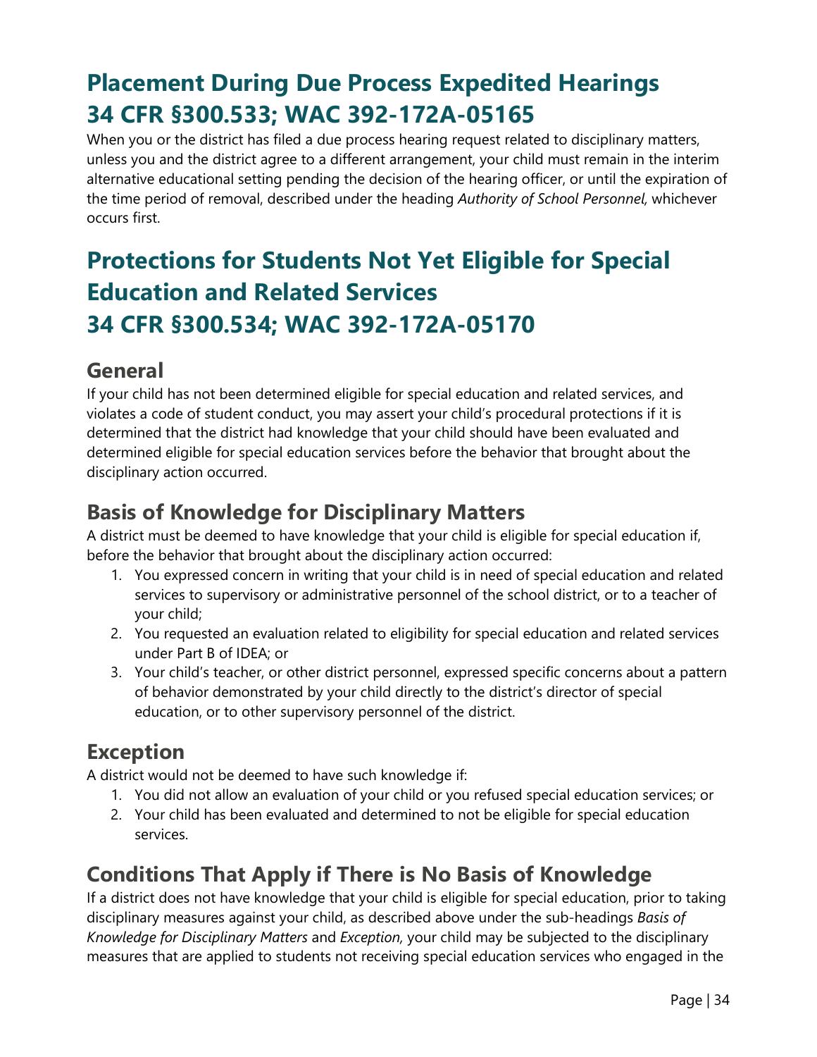# Placement During Due Process Expedited Hearings 34 CFR §300.533; WAC 392-172A-05165

When you or the district has filed a due process hearing request related to disciplinary matters, unless you and the district agree to a different arrangement, your child must remain in the interim alternative educational setting pending the decision of the hearing officer, or until the expiration of the time period of removal, described under the heading *Authority of School Personnel,* whichever occurs first.

# Protections for Students Not Yet Eligible for Special Education and Related Services 34 CFR §300.534; WAC 392-172A-05170

## General

If your child has not been determined eligible for special education and related services, and violates a code of student conduct, you may assert your child's procedural protections if it is determined that the district had knowledge that your child should have been evaluated and determined eligible for special education services before the behavior that brought about the disciplinary action occurred.

## Basis of Knowledge for Disciplinary Matters

A district must be deemed to have knowledge that your child is eligible for special education if, before the behavior that brought about the disciplinary action occurred:

1. You expressed concern in writing that your child is in need of special education and related services to supervisory or administrative personnel of the school district, or to a teacher of your child;
2. You requested an evaluation related to eligibility for special education and related services under Part B of IDEA; or
3. Your child's teacher, or other district personnel, expressed specific concerns about a pattern of behavior demonstrated by your child directly to the district's director of special education, or to other supervisory personnel of the district.

## Exception

A district would not be deemed to have such knowledge if:

1. You did not allow an evaluation of your child or you refused special education services; or
2. Your child has been evaluated and determined to not be eligible for special education services.

## Conditions That Apply if There is No Basis of Knowledge

If a district does not have knowledge that your child is eligible for special education, prior to taking disciplinary measures against your child, as described above under the sub-headings *Basis of Knowledge for Disciplinary Matters* and *Exception,* your child may be subjected to the disciplinary measures that are applied to students not receiving special education services who engaged in the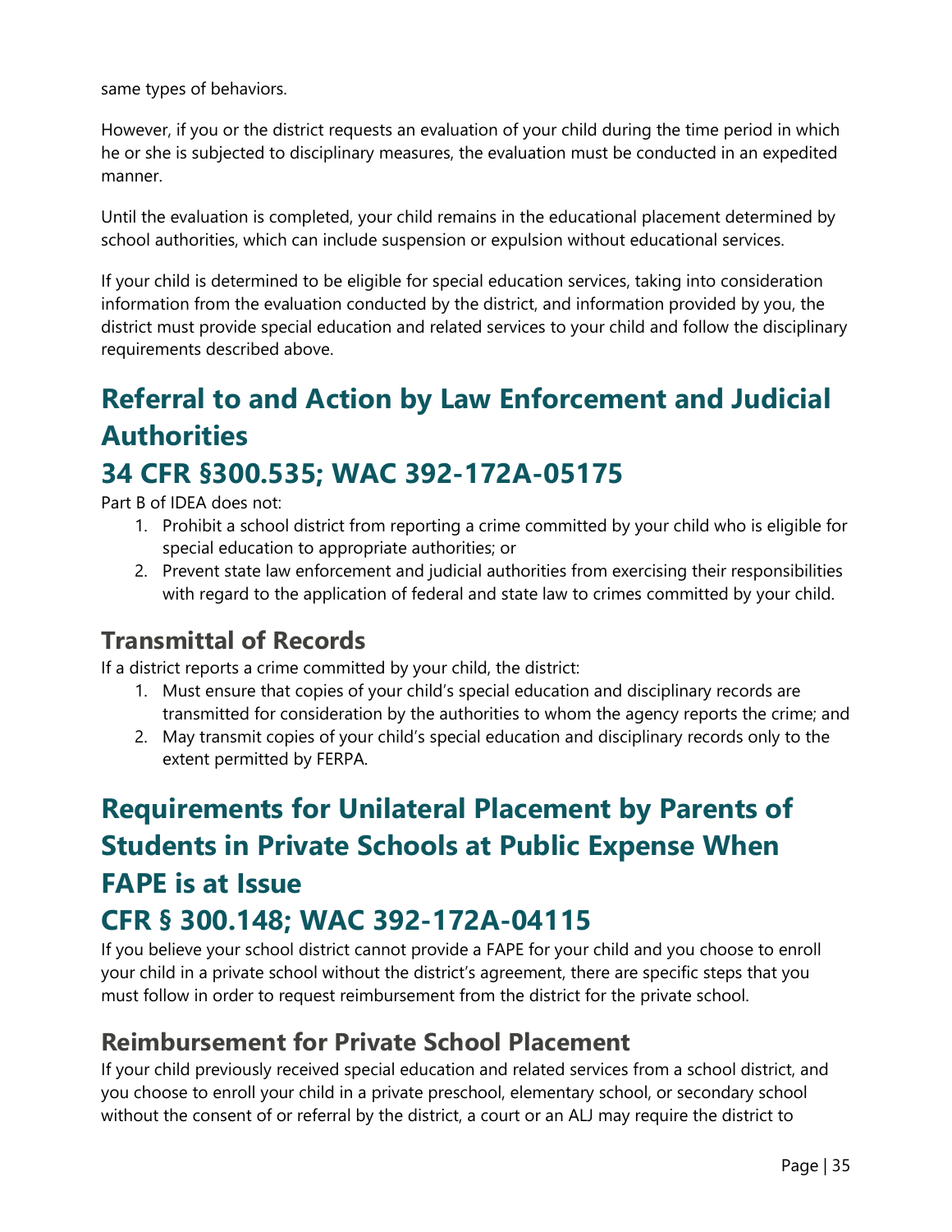same types of behaviors.

However, if you or the district requests an evaluation of your child during the time period in which he or she is subjected to disciplinary measures, the evaluation must be conducted in an expedited manner.

Until the evaluation is completed, your child remains in the educational placement determined by school authorities, which can include suspension or expulsion without educational services.

If your child is determined to be eligible for special education services, taking into consideration information from the evaluation conducted by the district, and information provided by you, the district must provide special education and related services to your child and follow the disciplinary requirements described above.

## Referral to and Action by Law Enforcement and Judicial Authorities

## 34 CFR §300.535; WAC 392-172A-05175

Part B of IDEA does not:

1. Prohibit a school district from reporting a crime committed by your child who is eligible for special education to appropriate authorities; or
2. Prevent state law enforcement and judicial authorities from exercising their responsibilities with regard to the application of federal and state law to crimes committed by your child.

### Transmittal of Records

If a district reports a crime committed by your child, the district:

1. Must ensure that copies of your child's special education and disciplinary records are transmitted for consideration by the authorities to whom the agency reports the crime; and
2. May transmit copies of your child's special education and disciplinary records only to the extent permitted by FERPA.

## Requirements for Unilateral Placement by Parents of Students in Private Schools at Public Expense When FAPE is at Issue

## CFR § 300.148; WAC 392-172A-04115

If you believe your school district cannot provide a FAPE for your child and you choose to enroll your child in a private school without the district's agreement, there are specific steps that you must follow in order to request reimbursement from the district for the private school.

### Reimbursement for Private School Placement

If your child previously received special education and related services from a school district, and you choose to enroll your child in a private preschool, elementary school, or secondary school without the consent of or referral by the district, a court or an ALJ may require the district to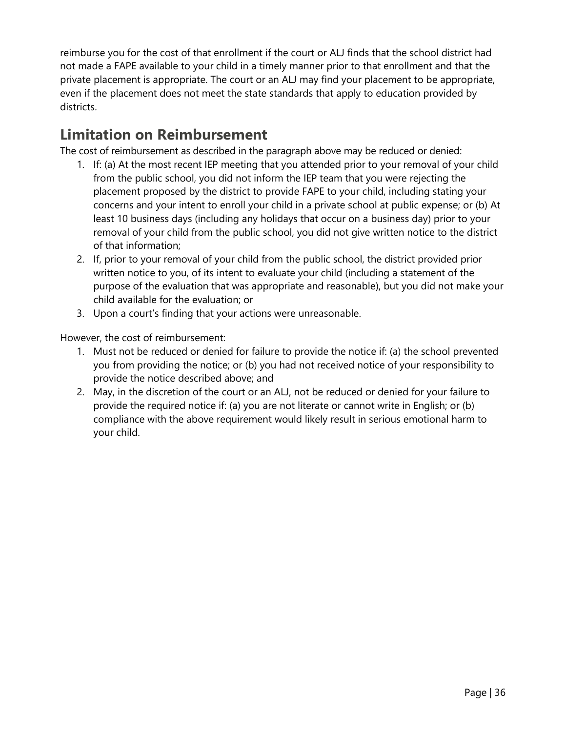reimburse you for the cost of that enrollment if the court or ALJ finds that the school district had not made a FAPE available to your child in a timely manner prior to that enrollment and that the private placement is appropriate. The court or an ALJ may find your placement to be appropriate, even if the placement does not meet the state standards that apply to education provided by districts.

## Limitation on Reimbursement

The cost of reimbursement as described in the paragraph above may be reduced or denied:

1. If: (a) At the most recent IEP meeting that you attended prior to your removal of your child from the public school, you did not inform the IEP team that you were rejecting the placement proposed by the district to provide FAPE to your child, including stating your concerns and your intent to enroll your child in a private school at public expense; or (b) At least 10 business days (including any holidays that occur on a business day) prior to your removal of your child from the public school, you did not give written notice to the district of that information;
2. If, prior to your removal of your child from the public school, the district provided prior written notice to you, of its intent to evaluate your child (including a statement of the purpose of the evaluation that was appropriate and reasonable), but you did not make your child available for the evaluation; or
3. Upon a court's finding that your actions were unreasonable.

However, the cost of reimbursement:

1. Must not be reduced or denied for failure to provide the notice if: (a) the school prevented you from providing the notice; or (b) you had not received notice of your responsibility to provide the notice described above; and
2. May, in the discretion of the court or an ALJ, not be reduced or denied for your failure to provide the required notice if: (a) you are not literate or cannot write in English; or (b) compliance with the above requirement would likely result in serious emotional harm to your child.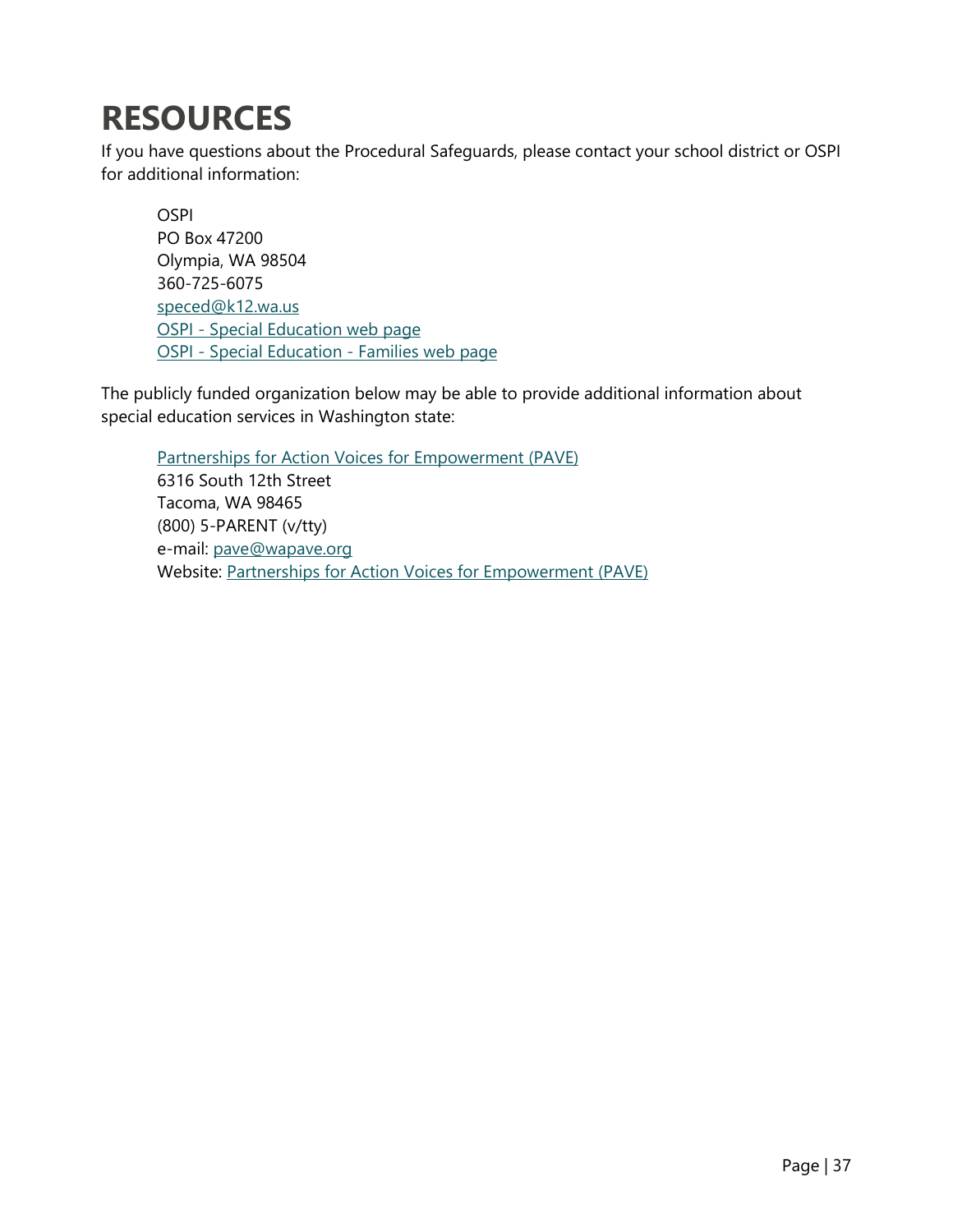# RESOURCES

If you have questions about the Procedural Safeguards, please contact your school district or OSPI for additional information:

> OSPI
> PO Box 47200
> Olympia, WA 98504
> 360-725-6075
> speced@k12.wa.us
> OSPI - Special Education web page
> OSPI - Special Education - Families web page

The publicly funded organization below may be able to provide additional information about special education services in Washington state:

> Partnerships for Action Voices for Empowerment (PAVE)
> 6316 South 12th Street
> Tacoma, WA 98465
> (800) 5-PARENT (v/tty)
> e-mail: pave@wapave.org
> Website: Partnerships for Action Voices for Empowerment (PAVE)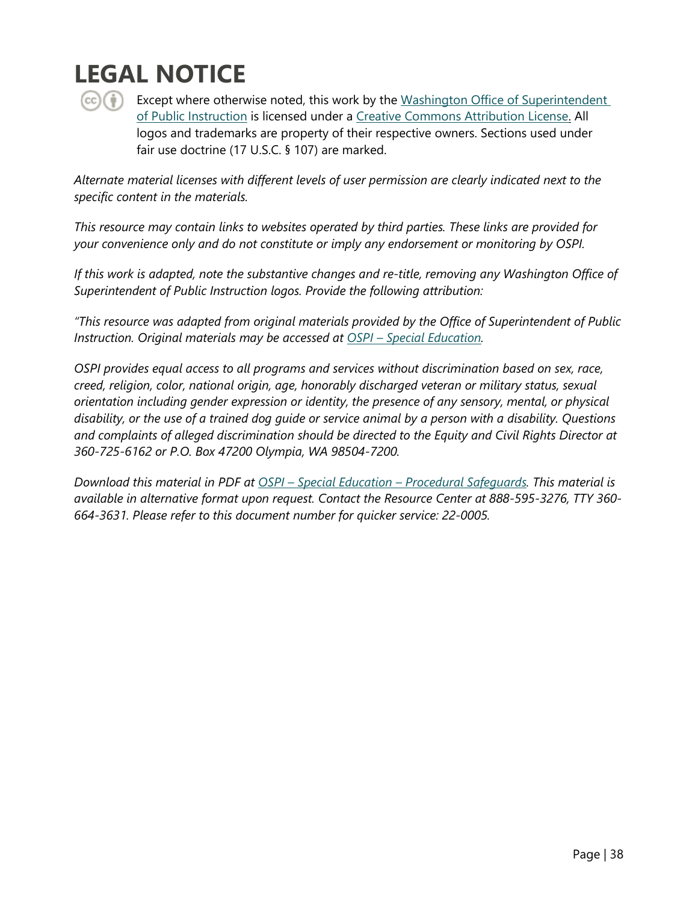# LEGAL NOTICE

Except where otherwise noted, this work by the Washington Office of Superintendent of Public Instruction is licensed under a Creative Commons Attribution License. All logos and trademarks are property of their respective owners. Sections used under fair use doctrine (17 U.S.C. § 107) are marked.

*Alternate material licenses with different levels of user permission are clearly indicated next to the specific content in the materials.*

*This resource may contain links to websites operated by third parties. These links are provided for your convenience only and do not constitute or imply any endorsement or monitoring by OSPI.*

*If this work is adapted, note the substantive changes and re-title, removing any Washington Office of Superintendent of Public Instruction logos. Provide the following attribution:*

*"This resource was adapted from original materials provided by the Office of Superintendent of Public Instruction. Original materials may be accessed at OSPI – Special Education.*

*OSPI provides equal access to all programs and services without discrimination based on sex, race, creed, religion, color, national origin, age, honorably discharged veteran or military status, sexual orientation including gender expression or identity, the presence of any sensory, mental, or physical disability, or the use of a trained dog guide or service animal by a person with a disability. Questions and complaints of alleged discrimination should be directed to the Equity and Civil Rights Director at 360-725-6162 or P.O. Box 47200 Olympia, WA 98504-7200.*

*Download this material in PDF at OSPI – Special Education – Procedural Safeguards. This material is available in alternative format upon request. Contact the Resource Center at 888-595-3276, TTY 360-664-3631. Please refer to this document number for quicker service: 22-0005.*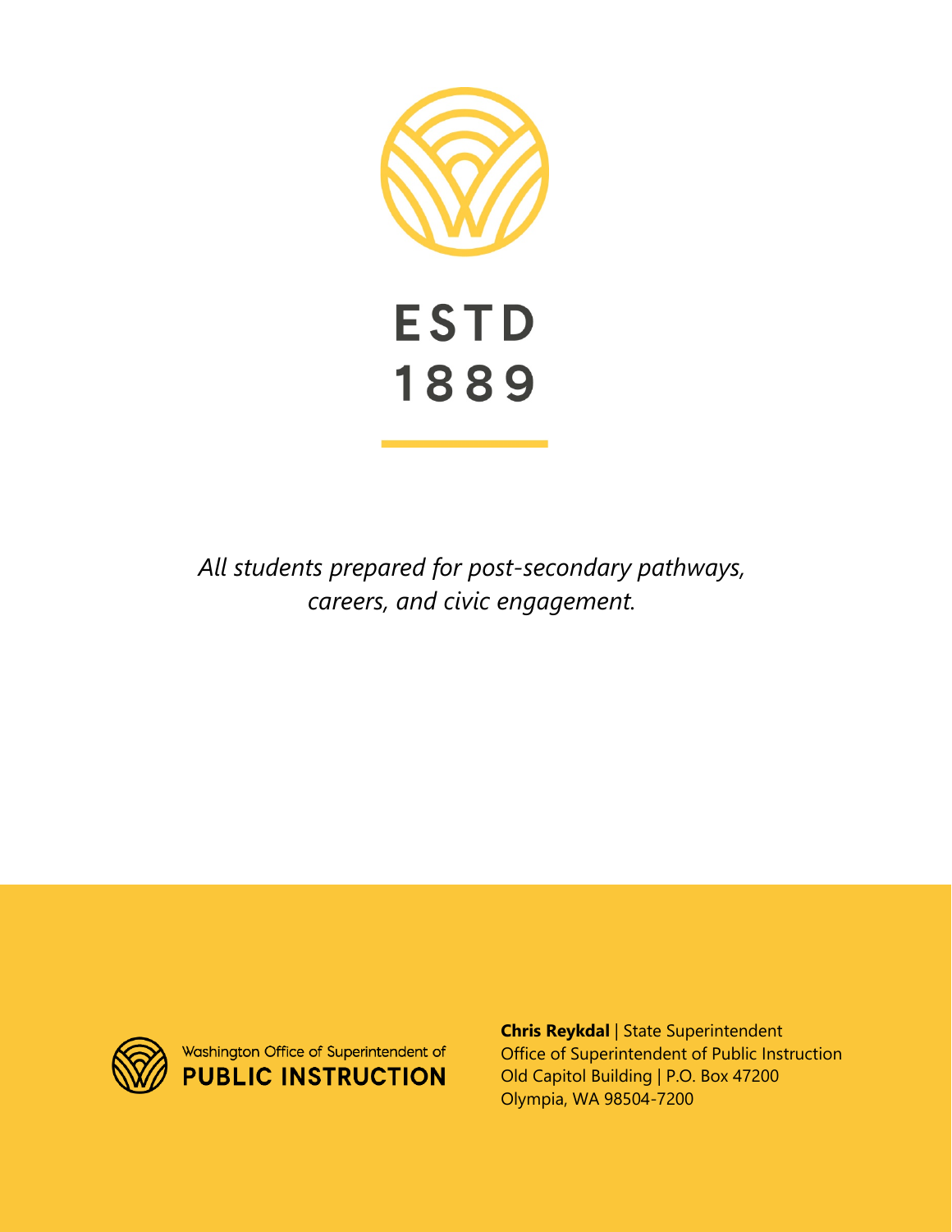ESTD
1889

*All students prepared for post-secondary pathways, careers, and civic engagement.*

Washington Office of Superintendent of
**PUBLIC INSTRUCTION**

**Chris Reykdal** | State Superintendent
Office of Superintendent of Public Instruction
Old Capitol Building | P.O. Box 47200
Olympia, WA 98504-7200